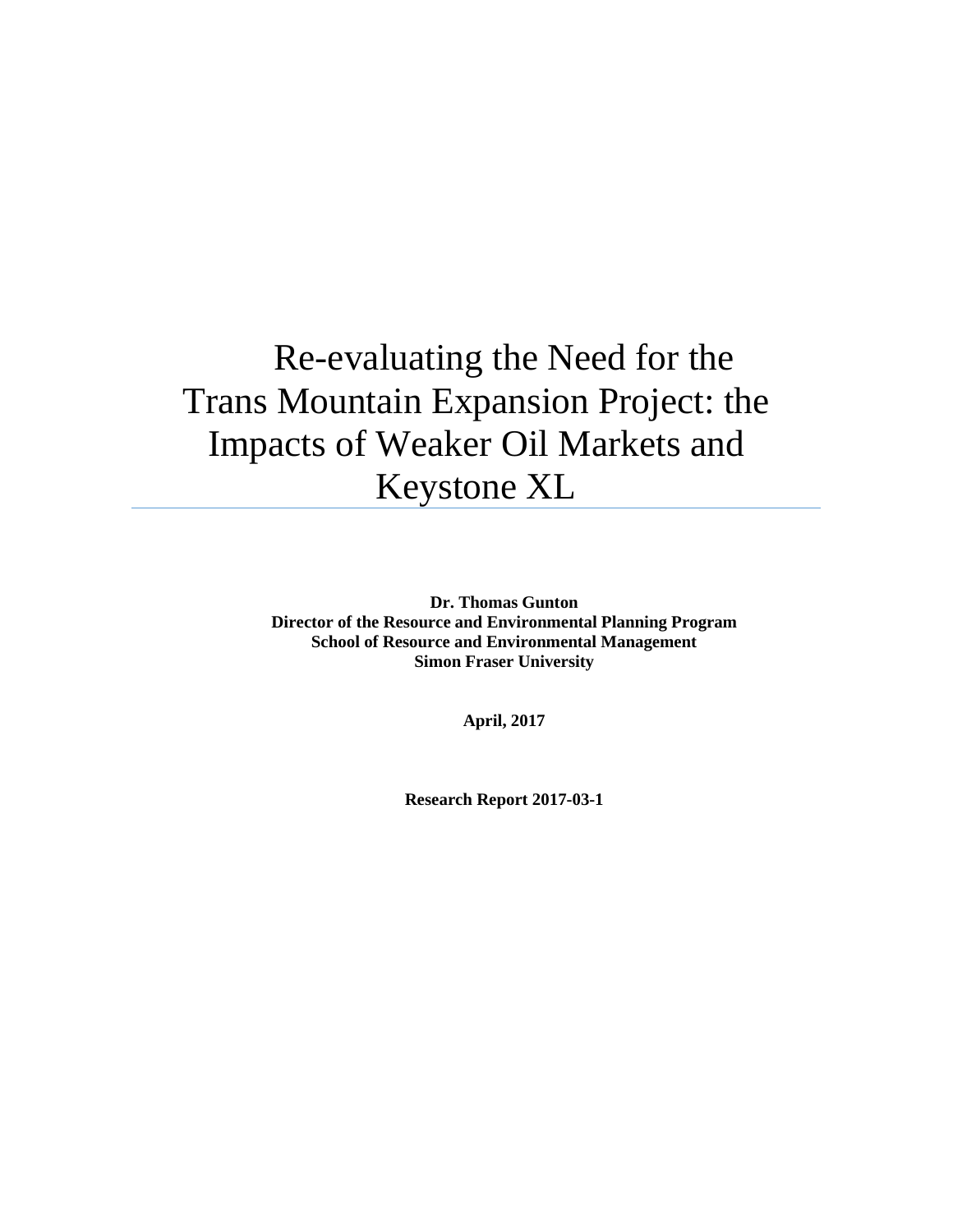# Re-evaluating the Need for the Trans Mountain Expansion Project: the Impacts of Weaker Oil Markets and Keystone XL

**Dr. Thomas Gunton**
**Director of the Resource and Environmental Planning Program**
**School of Resource and Environmental Management**
**Simon Fraser University**

**April, 2017**

**Research Report 2017-03-1**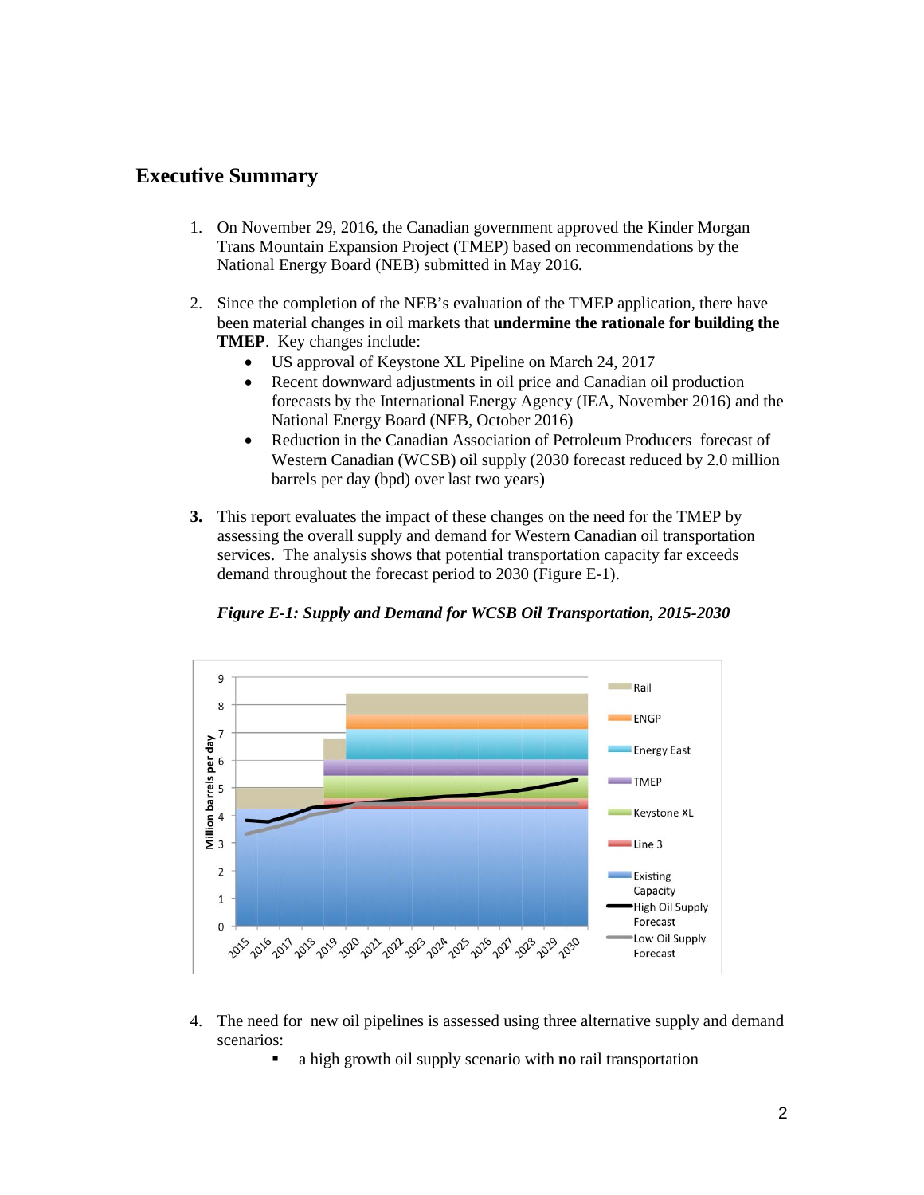## Executive Summary

1. On November 29, 2016, the Canadian government approved the Kinder Morgan Trans Mountain Expansion Project (TMEP) based on recommendations by the National Energy Board (NEB) submitted in May 2016.

2. Since the completion of the NEB's evaluation of the TMEP application, there have been material changes in oil markets that **undermine the rationale for building the TMEP**. Key changes include:
   - US approval of Keystone XL Pipeline on March 24, 2017
   - Recent downward adjustments in oil price and Canadian oil production forecasts by the International Energy Agency (IEA, November 2016) and the National Energy Board (NEB, October 2016)
   - Reduction in the Canadian Association of Petroleum Producers forecast of Western Canadian (WCSB) oil supply (2030 forecast reduced by 2.0 million barrels per day (bpd) over last two years)

3. This report evaluates the impact of these changes on the need for the TMEP by assessing the overall supply and demand for Western Canadian oil transportation services. The analysis shows that potential transportation capacity far exceeds demand throughout the forecast period to 2030 (Figure E-1).

***Figure E-1: Supply and Demand for WCSB Oil Transportation, 2015-2030***

4. The need for new oil pipelines is assessed using three alternative supply and demand scenarios:
   - a high growth oil supply scenario with **no** rail transportation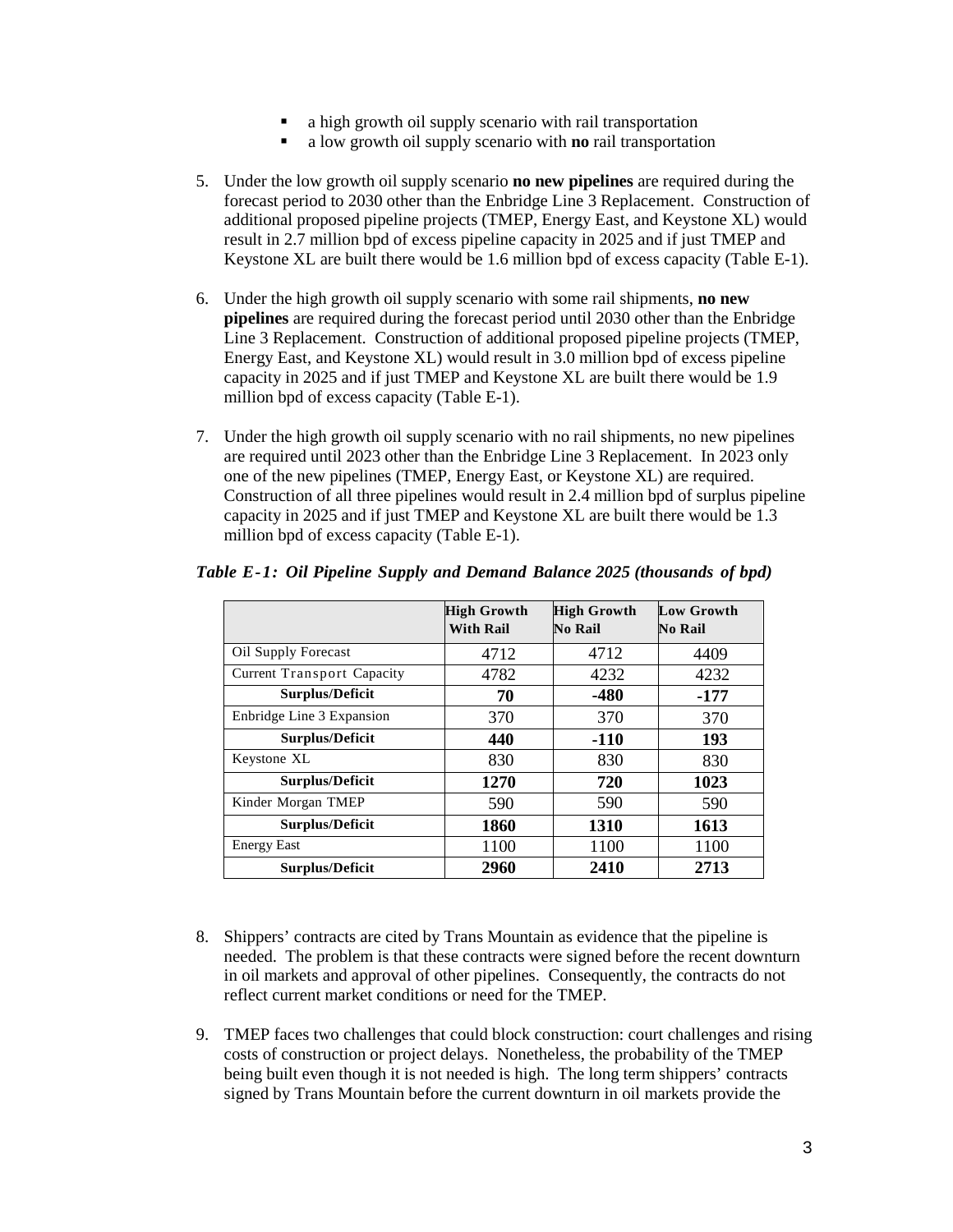- a high growth oil supply scenario with rail transportation
- a low growth oil supply scenario with **no** rail transportation

5. Under the low growth oil supply scenario **no new pipelines** are required during the forecast period to 2030 other than the Enbridge Line 3 Replacement. Construction of additional proposed pipeline projects (TMEP, Energy East, and Keystone XL) would result in 2.7 million bpd of excess pipeline capacity in 2025 and if just TMEP and Keystone XL are built there would be 1.6 million bpd of excess capacity (Table E-1).

6. Under the high growth oil supply scenario with some rail shipments, **no new pipelines** are required during the forecast period until 2030 other than the Enbridge Line 3 Replacement. Construction of additional proposed pipeline projects (TMEP, Energy East, and Keystone XL) would result in 3.0 million bpd of excess pipeline capacity in 2025 and if just TMEP and Keystone XL are built there would be 1.9 million bpd of excess capacity (Table E-1).

7. Under the high growth oil supply scenario with no rail shipments, no new pipelines are required until 2023 other than the Enbridge Line 3 Replacement. In 2023 only one of the new pipelines (TMEP, Energy East, or Keystone XL) are required. Construction of all three pipelines would result in 2.4 million bpd of surplus pipeline capacity in 2025 and if just TMEP and Keystone XL are built there would be 1.3 million bpd of excess capacity (Table E-1).

***Table E-1: Oil Pipeline Supply and Demand Balance 2025 (thousands of bpd)***

| | **High Growth With Rail** | **High Growth No Rail** | **Low Growth No Rail** |
|---|---|---|---|
| Oil Supply Forecast | 4712 | 4712 | 4409 |
| Current Transport Capacity | 4782 | 4232 | 4232 |
| **Surplus/Deficit** | **70** | **-480** | **-177** |
| Enbridge Line 3 Expansion | 370 | 370 | 370 |
| **Surplus/Deficit** | **440** | **-110** | **193** |
| Keystone XL | 830 | 830 | 830 |
| **Surplus/Deficit** | **1270** | **720** | **1023** |
| Kinder Morgan TMEP | 590 | 590 | 590 |
| **Surplus/Deficit** | **1860** | **1310** | **1613** |
| Energy East | 1100 | 1100 | 1100 |
| **Surplus/Deficit** | **2960** | **2410** | **2713** |

8. Shippers' contracts are cited by Trans Mountain as evidence that the pipeline is needed. The problem is that these contracts were signed before the recent downturn in oil markets and approval of other pipelines. Consequently, the contracts do not reflect current market conditions or need for the TMEP.

9. TMEP faces two challenges that could block construction: court challenges and rising costs of construction or project delays. Nonetheless, the probability of the TMEP being built even though it is not needed is high. The long term shippers' contracts signed by Trans Mountain before the current downturn in oil markets provide the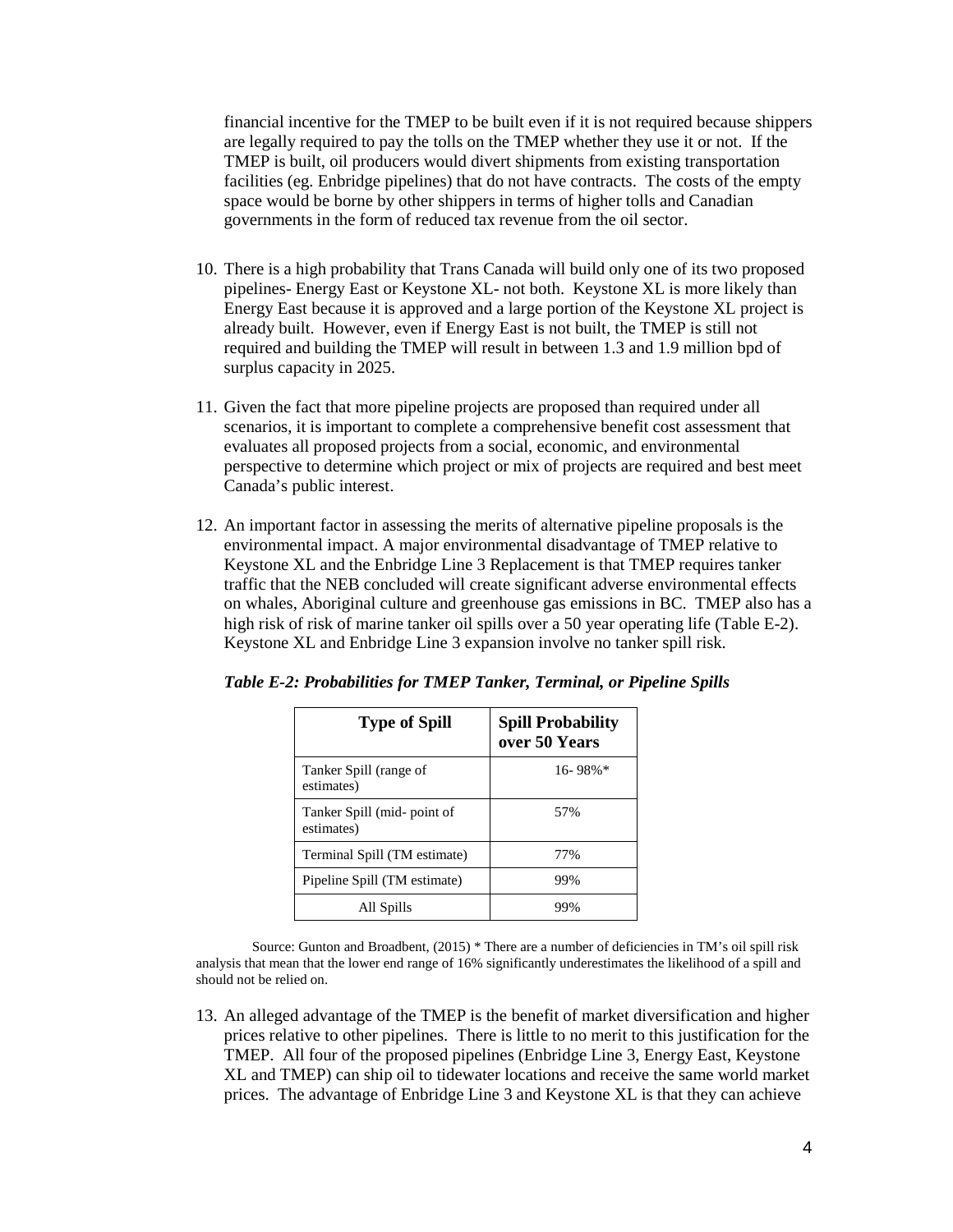financial incentive for the TMEP to be built even if it is not required because shippers are legally required to pay the tolls on the TMEP whether they use it or not. If the TMEP is built, oil producers would divert shipments from existing transportation facilities (eg. Enbridge pipelines) that do not have contracts. The costs of the empty space would be borne by other shippers in terms of higher tolls and Canadian governments in the form of reduced tax revenue from the oil sector.

10. There is a high probability that Trans Canada will build only one of its two proposed pipelines- Energy East or Keystone XL- not both. Keystone XL is more likely than Energy East because it is approved and a large portion of the Keystone XL project is already built. However, even if Energy East is not built, the TMEP is still not required and building the TMEP will result in between 1.3 and 1.9 million bpd of surplus capacity in 2025.

11. Given the fact that more pipeline projects are proposed than required under all scenarios, it is important to complete a comprehensive benefit cost assessment that evaluates all proposed projects from a social, economic, and environmental perspective to determine which project or mix of projects are required and best meet Canada's public interest.

12. An important factor in assessing the merits of alternative pipeline proposals is the environmental impact. A major environmental disadvantage of TMEP relative to Keystone XL and the Enbridge Line 3 Replacement is that TMEP requires tanker traffic that the NEB concluded will create significant adverse environmental effects on whales, Aboriginal culture and greenhouse gas emissions in BC. TMEP also has a high risk of risk of marine tanker oil spills over a 50 year operating life (Table E-2). Keystone XL and Enbridge Line 3 expansion involve no tanker spill risk.

***Table E-2: Probabilities for TMEP Tanker, Terminal, or Pipeline Spills***

| Type of Spill | Spill Probability over 50 Years |
|---|---|
| Tanker Spill (range of estimates) | 16- 98%* |
| Tanker Spill (mid- point of estimates) | 57% |
| Terminal Spill (TM estimate) | 77% |
| Pipeline Spill (TM estimate) | 99% |
| All Spills | 99% |

Source: Gunton and Broadbent, (2015) * There are a number of deficiencies in TM's oil spill risk analysis that mean that the lower end range of 16% significantly underestimates the likelihood of a spill and should not be relied on.

13. An alleged advantage of the TMEP is the benefit of market diversification and higher prices relative to other pipelines. There is little to no merit to this justification for the TMEP. All four of the proposed pipelines (Enbridge Line 3, Energy East, Keystone XL and TMEP) can ship oil to tidewater locations and receive the same world market prices. The advantage of Enbridge Line 3 and Keystone XL is that they can achieve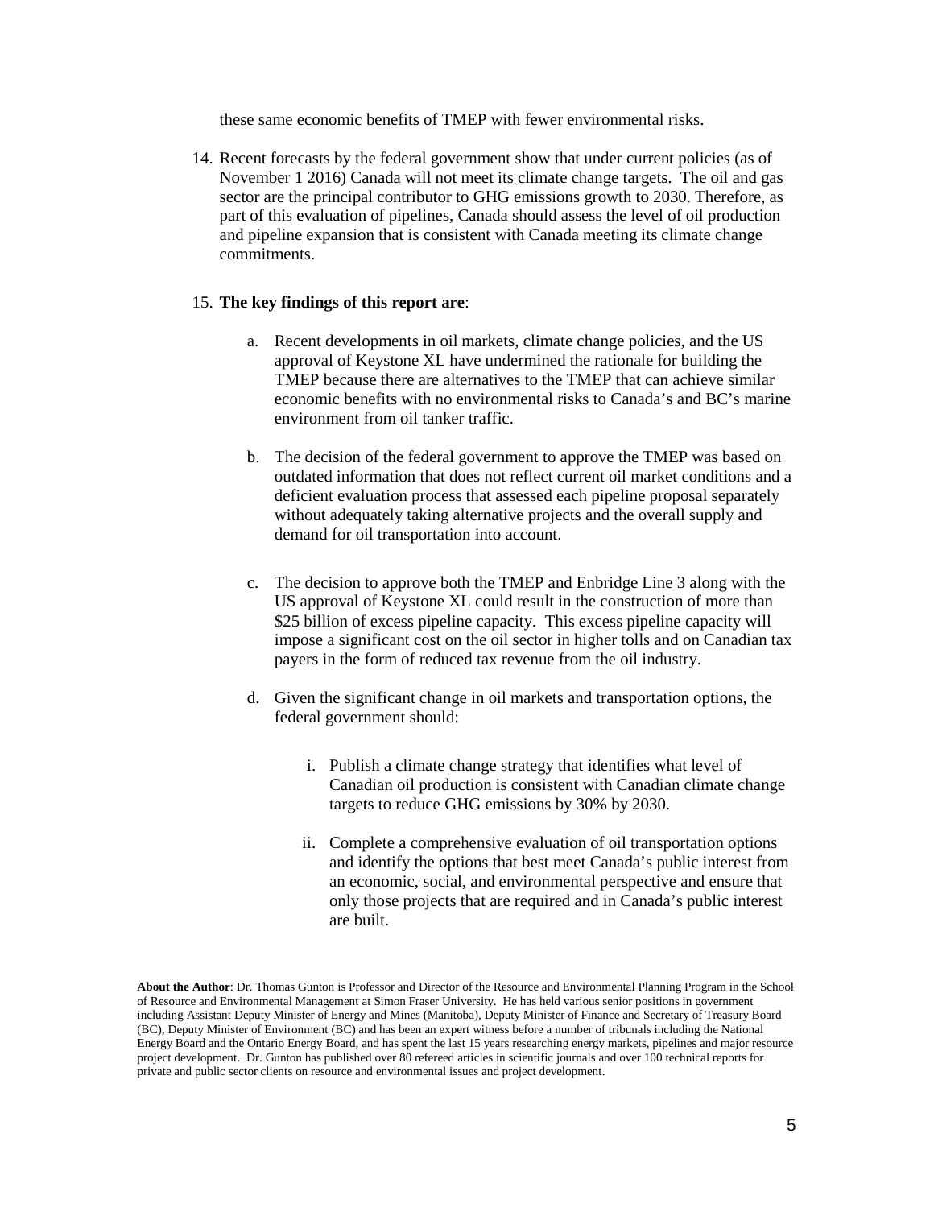these same economic benefits of TMEP with fewer environmental risks.

14. Recent forecasts by the federal government show that under current policies (as of November 1 2016) Canada will not meet its climate change targets. The oil and gas sector are the principal contributor to GHG emissions growth to 2030. Therefore, as part of this evaluation of pipelines, Canada should assess the level of oil production and pipeline expansion that is consistent with Canada meeting its climate change commitments.

15. **The key findings of this report are**:

    a. Recent developments in oil markets, climate change policies, and the US approval of Keystone XL have undermined the rationale for building the TMEP because there are alternatives to the TMEP that can achieve similar economic benefits with no environmental risks to Canada's and BC's marine environment from oil tanker traffic.

    b. The decision of the federal government to approve the TMEP was based on outdated information that does not reflect current oil market conditions and a deficient evaluation process that assessed each pipeline proposal separately without adequately taking alternative projects and the overall supply and demand for oil transportation into account.

    c. The decision to approve both the TMEP and Enbridge Line 3 along with the US approval of Keystone XL could result in the construction of more than $25 billion of excess pipeline capacity. This excess pipeline capacity will impose a significant cost on the oil sector in higher tolls and on Canadian tax payers in the form of reduced tax revenue from the oil industry.

    d. Given the significant change in oil markets and transportation options, the federal government should:

        i. Publish a climate change strategy that identifies what level of Canadian oil production is consistent with Canadian climate change targets to reduce GHG emissions by 30% by 2030.

        ii. Complete a comprehensive evaluation of oil transportation options and identify the options that best meet Canada's public interest from an economic, social, and environmental perspective and ensure that only those projects that are required and in Canada's public interest are built.

**About the Author**: Dr. Thomas Gunton is Professor and Director of the Resource and Environmental Planning Program in the School of Resource and Environmental Management at Simon Fraser University. He has held various senior positions in government including Assistant Deputy Minister of Energy and Mines (Manitoba), Deputy Minister of Finance and Secretary of Treasury Board (BC), Deputy Minister of Environment (BC) and has been an expert witness before a number of tribunals including the National Energy Board and the Ontario Energy Board, and has spent the last 15 years researching energy markets, pipelines and major resource project development. Dr. Gunton has published over 80 refereed articles in scientific journals and over 100 technical reports for private and public sector clients on resource and environmental issues and project development.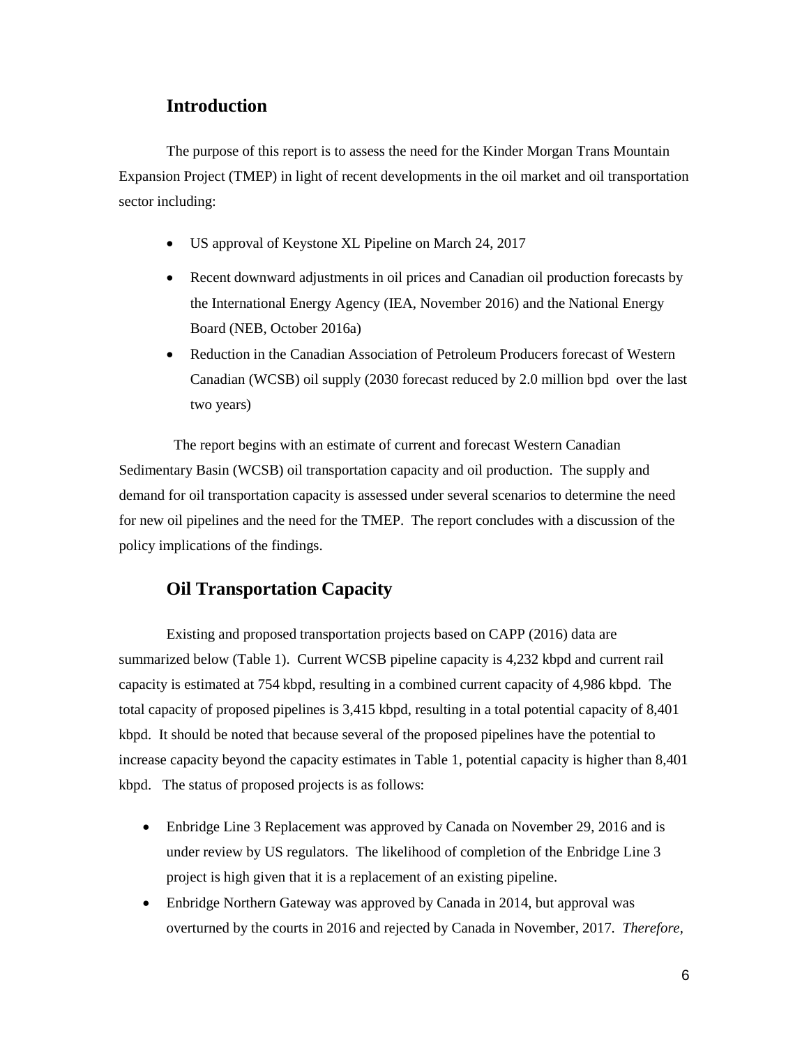## Introduction

The purpose of this report is to assess the need for the Kinder Morgan Trans Mountain Expansion Project (TMEP) in light of recent developments in the oil market and oil transportation sector including:

- US approval of Keystone XL Pipeline on March 24, 2017
- Recent downward adjustments in oil prices and Canadian oil production forecasts by the International Energy Agency (IEA, November 2016) and the National Energy Board (NEB, October 2016a)
- Reduction in the Canadian Association of Petroleum Producers forecast of Western Canadian (WCSB) oil supply (2030 forecast reduced by 2.0 million bpd over the last two years)

The report begins with an estimate of current and forecast Western Canadian Sedimentary Basin (WCSB) oil transportation capacity and oil production. The supply and demand for oil transportation capacity is assessed under several scenarios to determine the need for new oil pipelines and the need for the TMEP. The report concludes with a discussion of the policy implications of the findings.

## Oil Transportation Capacity

Existing and proposed transportation projects based on CAPP (2016) data are summarized below (Table 1). Current WCSB pipeline capacity is 4,232 kbpd and current rail capacity is estimated at 754 kbpd, resulting in a combined current capacity of 4,986 kbpd. The total capacity of proposed pipelines is 3,415 kbpd, resulting in a total potential capacity of 8,401 kbpd. It should be noted that because several of the proposed pipelines have the potential to increase capacity beyond the capacity estimates in Table 1, potential capacity is higher than 8,401 kbpd. The status of proposed projects is as follows:

- Enbridge Line 3 Replacement was approved by Canada on November 29, 2016 and is under review by US regulators. The likelihood of completion of the Enbridge Line 3 project is high given that it is a replacement of an existing pipeline.
- Enbridge Northern Gateway was approved by Canada in 2014, but approval was overturned by the courts in 2016 and rejected by Canada in November, 2017. *Therefore,*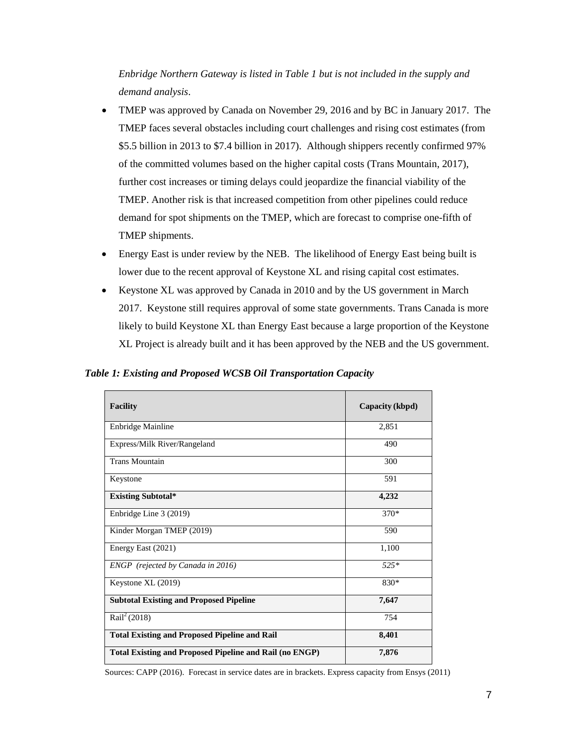*Enbridge Northern Gateway is listed in Table 1 but is not included in the supply and demand analysis*.

- TMEP was approved by Canada on November 29, 2016 and by BC in January 2017. The TMEP faces several obstacles including court challenges and rising cost estimates (from \$5.5 billion in 2013 to \$7.4 billion in 2017). Although shippers recently confirmed 97% of the committed volumes based on the higher capital costs (Trans Mountain, 2017), further cost increases or timing delays could jeopardize the financial viability of the TMEP. Another risk is that increased competition from other pipelines could reduce demand for spot shipments on the TMEP, which are forecast to comprise one-fifth of TMEP shipments.
- Energy East is under review by the NEB. The likelihood of Energy East being built is lower due to the recent approval of Keystone XL and rising capital cost estimates.
- Keystone XL was approved by Canada in 2010 and by the US government in March 2017. Keystone still requires approval of some state governments. Trans Canada is more likely to build Keystone XL than Energy East because a large proportion of the Keystone XL Project is already built and it has been approved by the NEB and the US government.

***Table 1: Existing and Proposed WCSB Oil Transportation Capacity***

| **Facility** | **Capacity (kbpd)** |
|---|---|
| Enbridge Mainline | 2,851 |
| Express/Milk River/Rangeland | 490 |
| Trans Mountain | 300 |
| Keystone | 591 |
| **Existing Subtotal*** | **4,232** |
| Enbridge Line 3 (2019) | 370* |
| Kinder Morgan TMEP (2019) | 590 |
| Energy East (2021) | 1,100 |
| *ENGP (rejected by Canada in 2016)* | *525** |
| Keystone XL (2019) | 830* |
| **Subtotal Existing and Proposed Pipeline** | **7,647** |
| Rail[2] (2018) | 754 |
| **Total Existing and Proposed Pipeline and Rail** | **8,401** |
| **Total Existing and Proposed Pipeline and Rail (no ENGP)** | **7,876** |

Sources: CAPP (2016). Forecast in service dates are in brackets. Express capacity from Ensys (2011)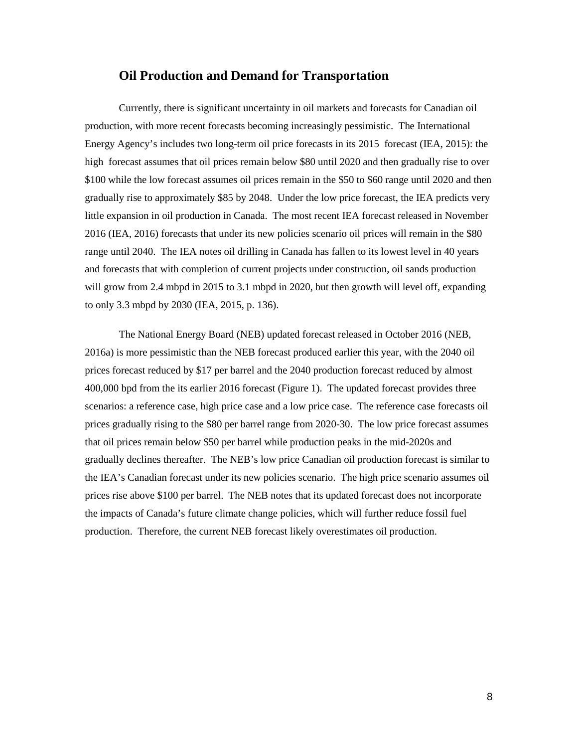## Oil Production and Demand for Transportation

Currently, there is significant uncertainty in oil markets and forecasts for Canadian oil production, with more recent forecasts becoming increasingly pessimistic. The International Energy Agency's includes two long-term oil price forecasts in its 2015 forecast (IEA, 2015): the high forecast assumes that oil prices remain below $80 until 2020 and then gradually rise to over $100 while the low forecast assumes oil prices remain in the $50 to $60 range until 2020 and then gradually rise to approximately $85 by 2048. Under the low price forecast, the IEA predicts very little expansion in oil production in Canada. The most recent IEA forecast released in November 2016 (IEA, 2016) forecasts that under its new policies scenario oil prices will remain in the $80 range until 2040. The IEA notes oil drilling in Canada has fallen to its lowest level in 40 years and forecasts that with completion of current projects under construction, oil sands production will grow from 2.4 mbpd in 2015 to 3.1 mbpd in 2020, but then growth will level off, expanding to only 3.3 mbpd by 2030 (IEA, 2015, p. 136).

The National Energy Board (NEB) updated forecast released in October 2016 (NEB, 2016a) is more pessimistic than the NEB forecast produced earlier this year, with the 2040 oil prices forecast reduced by $17 per barrel and the 2040 production forecast reduced by almost 400,000 bpd from the its earlier 2016 forecast (Figure 1). The updated forecast provides three scenarios: a reference case, high price case and a low price case. The reference case forecasts oil prices gradually rising to the $80 per barrel range from 2020-30. The low price forecast assumes that oil prices remain below $50 per barrel while production peaks in the mid-2020s and gradually declines thereafter. The NEB's low price Canadian oil production forecast is similar to the IEA's Canadian forecast under its new policies scenario. The high price scenario assumes oil prices rise above $100 per barrel. The NEB notes that its updated forecast does not incorporate the impacts of Canada's future climate change policies, which will further reduce fossil fuel production. Therefore, the current NEB forecast likely overestimates oil production.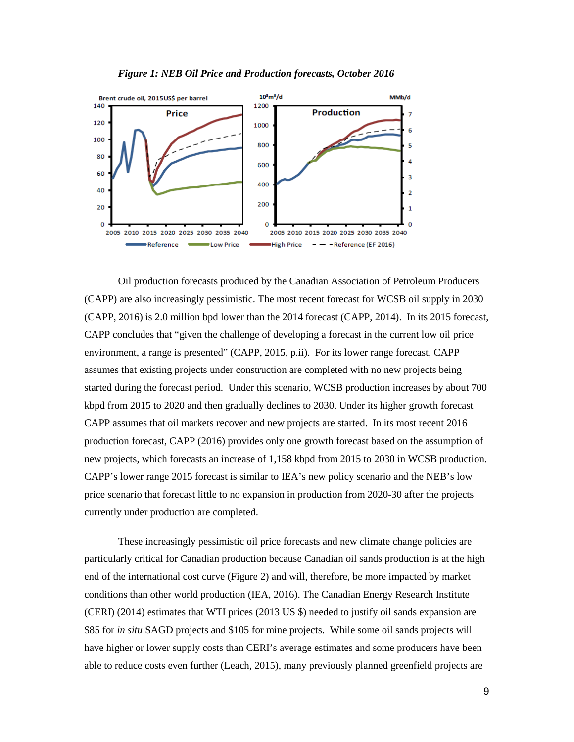*Figure 1: NEB Oil Price and Production forecasts, October 2016*

Oil production forecasts produced by the Canadian Association of Petroleum Producers (CAPP) are also increasingly pessimistic. The most recent forecast for WCSB oil supply in 2030 (CAPP, 2016) is 2.0 million bpd lower than the 2014 forecast (CAPP, 2014). In its 2015 forecast, CAPP concludes that "given the challenge of developing a forecast in the current low oil price environment, a range is presented" (CAPP, 2015, p.ii). For its lower range forecast, CAPP assumes that existing projects under construction are completed with no new projects being started during the forecast period. Under this scenario, WCSB production increases by about 700 kbpd from 2015 to 2020 and then gradually declines to 2030. Under its higher growth forecast CAPP assumes that oil markets recover and new projects are started. In its most recent 2016 production forecast, CAPP (2016) provides only one growth forecast based on the assumption of new projects, which forecasts an increase of 1,158 kbpd from 2015 to 2030 in WCSB production. CAPP's lower range 2015 forecast is similar to IEA's new policy scenario and the NEB's low price scenario that forecast little to no expansion in production from 2020-30 after the projects currently under production are completed.

These increasingly pessimistic oil price forecasts and new climate change policies are particularly critical for Canadian production because Canadian oil sands production is at the high end of the international cost curve (Figure 2) and will, therefore, be more impacted by market conditions than other world production (IEA, 2016). The Canadian Energy Research Institute (CERI) (2014) estimates that WTI prices (2013 US $) needed to justify oil sands expansion are $85 for *in situ* SAGD projects and $105 for mine projects. While some oil sands projects will have higher or lower supply costs than CERI's average estimates and some producers have been able to reduce costs even further (Leach, 2015), many previously planned greenfield projects are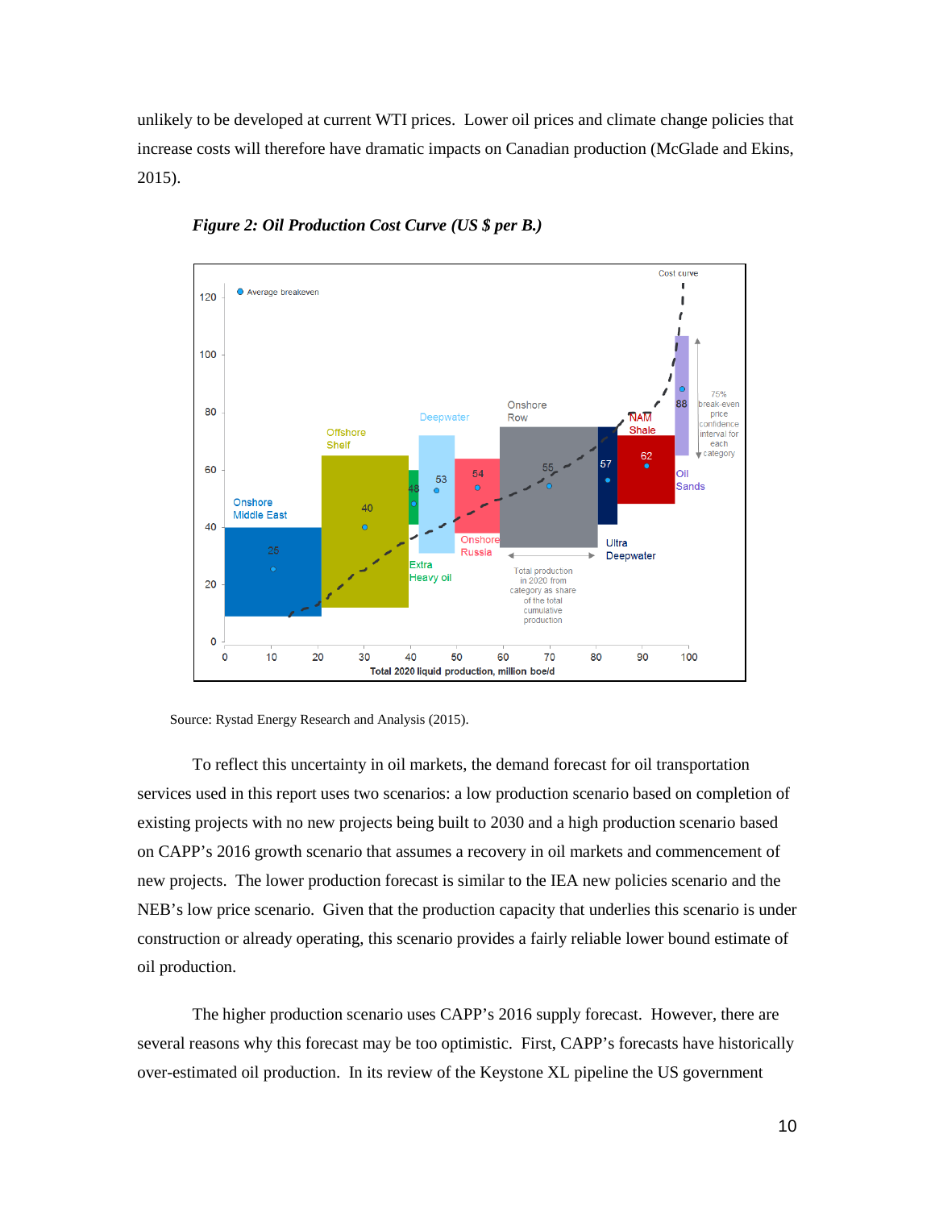unlikely to be developed at current WTI prices. Lower oil prices and climate change policies that increase costs will therefore have dramatic impacts on Canadian production (McGlade and Ekins, 2015).

***Figure 2: Oil Production Cost Curve (US $ per B.)***

Source: Rystad Energy Research and Analysis (2015).

To reflect this uncertainty in oil markets, the demand forecast for oil transportation services used in this report uses two scenarios: a low production scenario based on completion of existing projects with no new projects being built to 2030 and a high production scenario based on CAPP's 2016 growth scenario that assumes a recovery in oil markets and commencement of new projects. The lower production forecast is similar to the IEA new policies scenario and the NEB's low price scenario. Given that the production capacity that underlies this scenario is under construction or already operating, this scenario provides a fairly reliable lower bound estimate of oil production.

The higher production scenario uses CAPP's 2016 supply forecast. However, there are several reasons why this forecast may be too optimistic. First, CAPP's forecasts have historically over-estimated oil production. In its review of the Keystone XL pipeline the US government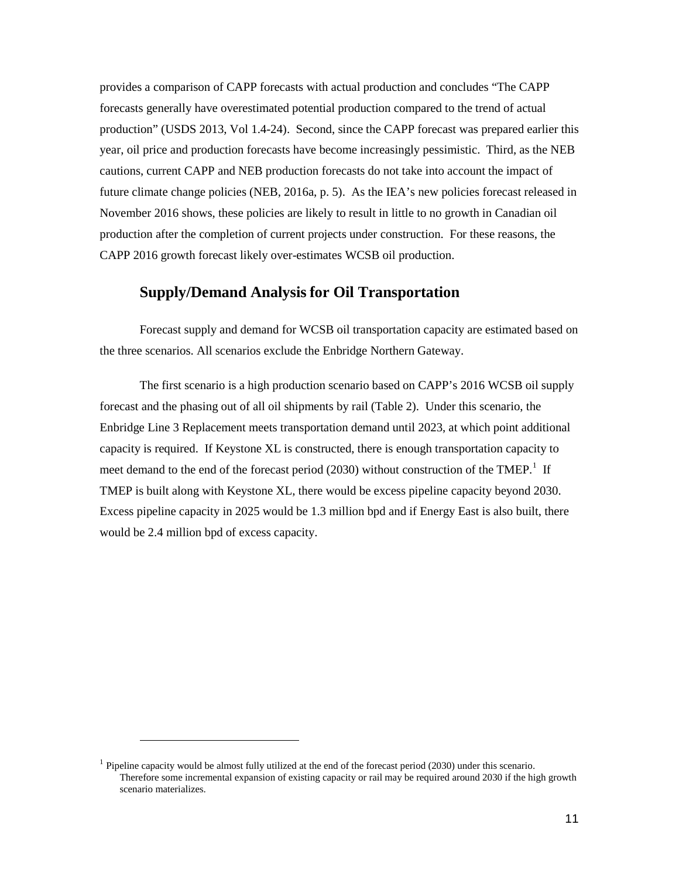provides a comparison of CAPP forecasts with actual production and concludes "The CAPP forecasts generally have overestimated potential production compared to the trend of actual production" (USDS 2013, Vol 1.4-24). Second, since the CAPP forecast was prepared earlier this year, oil price and production forecasts have become increasingly pessimistic. Third, as the NEB cautions, current CAPP and NEB production forecasts do not take into account the impact of future climate change policies (NEB, 2016a, p. 5). As the IEA's new policies forecast released in November 2016 shows, these policies are likely to result in little to no growth in Canadian oil production after the completion of current projects under construction. For these reasons, the CAPP 2016 growth forecast likely over-estimates WCSB oil production.

## Supply/Demand Analysis for Oil Transportation

Forecast supply and demand for WCSB oil transportation capacity are estimated based on the three scenarios. All scenarios exclude the Enbridge Northern Gateway.

The first scenario is a high production scenario based on CAPP's 2016 WCSB oil supply forecast and the phasing out of all oil shipments by rail (Table 2). Under this scenario, the Enbridge Line 3 Replacement meets transportation demand until 2023, at which point additional capacity is required. If Keystone XL is constructed, there is enough transportation capacity to meet demand to the end of the forecast period (2030) without construction of the TMEP.[1] If TMEP is built along with Keystone XL, there would be excess pipeline capacity beyond 2030. Excess pipeline capacity in 2025 would be 1.3 million bpd and if Energy East is also built, there would be 2.4 million bpd of excess capacity.

[1] Pipeline capacity would be almost fully utilized at the end of the forecast period (2030) under this scenario. Therefore some incremental expansion of existing capacity or rail may be required around 2030 if the high growth scenario materializes.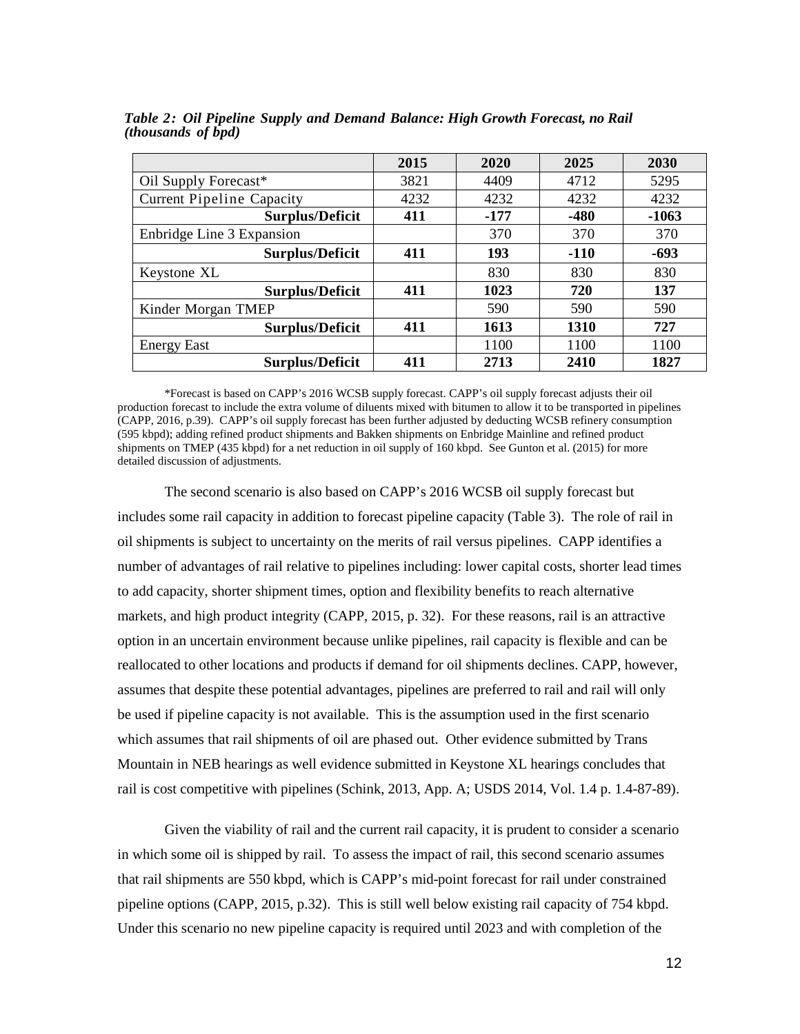*Table 2: Oil Pipeline Supply and Demand Balance: High Growth Forecast, no Rail (thousands of bpd)*

| | 2015 | 2020 | 2025 | 2030 |
|---|---|---|---|---|
| Oil Supply Forecast* | 3821 | 4409 | 4712 | 5295 |
| Current Pipeline Capacity | 4232 | 4232 | 4232 | 4232 |
| **Surplus/Deficit** | **411** | **-177** | **-480** | **-1063** |
| Enbridge Line 3 Expansion | | 370 | 370 | 370 |
| **Surplus/Deficit** | **411** | **193** | **-110** | **-693** |
| Keystone XL | | 830 | 830 | 830 |
| **Surplus/Deficit** | **411** | **1023** | **720** | **137** |
| Kinder Morgan TMEP | | 590 | 590 | 590 |
| **Surplus/Deficit** | **411** | **1613** | **1310** | **727** |
| Energy East | | 1100 | 1100 | 1100 |
| **Surplus/Deficit** | **411** | **2713** | **2410** | **1827** |

*Forecast is based on CAPP's 2016 WCSB supply forecast. CAPP's oil supply forecast adjusts their oil production forecast to include the extra volume of diluents mixed with bitumen to allow it to be transported in pipelines (CAPP, 2016, p.39). CAPP's oil supply forecast has been further adjusted by deducting WCSB refinery consumption (595 kbpd); adding refined product shipments and Bakken shipments on Enbridge Mainline and refined product shipments on TMEP (435 kbpd) for a net reduction in oil supply of 160 kbpd. See Gunton et al. (2015) for more detailed discussion of adjustments.

The second scenario is also based on CAPP's 2016 WCSB oil supply forecast but includes some rail capacity in addition to forecast pipeline capacity (Table 3). The role of rail in oil shipments is subject to uncertainty on the merits of rail versus pipelines. CAPP identifies a number of advantages of rail relative to pipelines including: lower capital costs, shorter lead times to add capacity, shorter shipment times, option and flexibility benefits to reach alternative markets, and high product integrity (CAPP, 2015, p. 32). For these reasons, rail is an attractive option in an uncertain environment because unlike pipelines, rail capacity is flexible and can be reallocated to other locations and products if demand for oil shipments declines. CAPP, however, assumes that despite these potential advantages, pipelines are preferred to rail and rail will only be used if pipeline capacity is not available. This is the assumption used in the first scenario which assumes that rail shipments of oil are phased out. Other evidence submitted by Trans Mountain in NEB hearings as well evidence submitted in Keystone XL hearings concludes that rail is cost competitive with pipelines (Schink, 2013, App. A; USDS 2014, Vol. 1.4 p. 1.4-87-89).

Given the viability of rail and the current rail capacity, it is prudent to consider a scenario in which some oil is shipped by rail. To assess the impact of rail, this second scenario assumes that rail shipments are 550 kbpd, which is CAPP's mid-point forecast for rail under constrained pipeline options (CAPP, 2015, p.32). This is still well below existing rail capacity of 754 kbpd. Under this scenario no new pipeline capacity is required until 2023 and with completion of the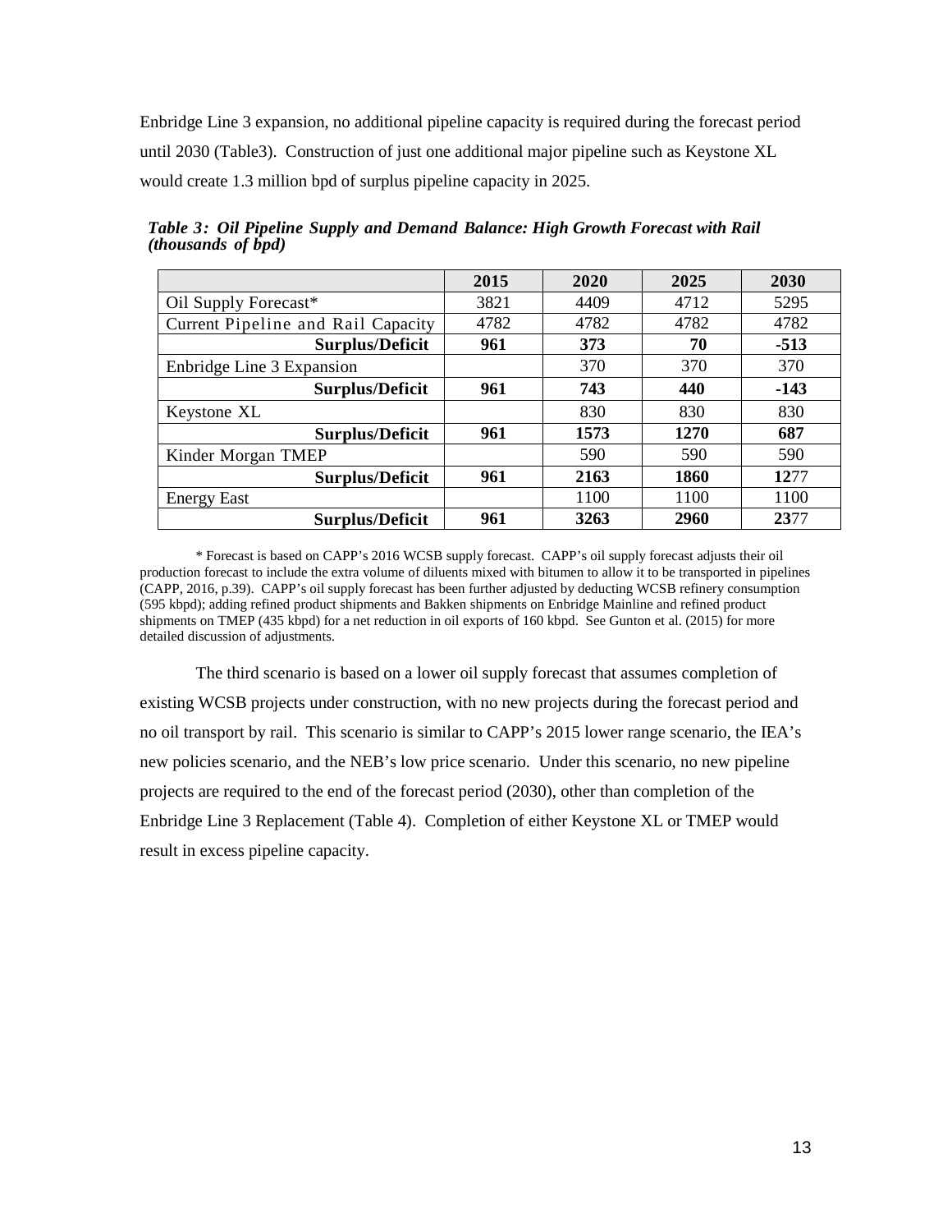Enbridge Line 3 expansion, no additional pipeline capacity is required during the forecast period until 2030 (Table3). Construction of just one additional major pipeline such as Keystone XL would create 1.3 million bpd of surplus pipeline capacity in 2025.

***Table 3: Oil Pipeline Supply and Demand Balance: High Growth Forecast with Rail (thousands of bpd)***

| | 2015 | 2020 | 2025 | 2030 |
|---|---|---|---|---|
| Oil Supply Forecast* | 3821 | 4409 | 4712 | 5295 |
| Current Pipeline and Rail Capacity | 4782 | 4782 | 4782 | 4782 |
| **Surplus/Deficit** | **961** | **373** | **70** | **-513** |
| Enbridge Line 3 Expansion | | 370 | 370 | 370 |
| **Surplus/Deficit** | **961** | **743** | **440** | **-143** |
| Keystone XL | | 830 | 830 | 830 |
| **Surplus/Deficit** | **961** | **1573** | **1270** | **687** |
| Kinder Morgan TMEP | | 590 | 590 | 590 |
| **Surplus/Deficit** | **961** | **2163** | **1860** | **12**77 |
| Energy East | | 1100 | 1100 | 1100 |
| **Surplus/Deficit** | **961** | **3263** | **2960** | **23**77 |

\* Forecast is based on CAPP's 2016 WCSB supply forecast. CAPP's oil supply forecast adjusts their oil production forecast to include the extra volume of diluents mixed with bitumen to allow it to be transported in pipelines (CAPP, 2016, p.39). CAPP's oil supply forecast has been further adjusted by deducting WCSB refinery consumption (595 kbpd); adding refined product shipments and Bakken shipments on Enbridge Mainline and refined product shipments on TMEP (435 kbpd) for a net reduction in oil exports of 160 kbpd. See Gunton et al. (2015) for more detailed discussion of adjustments.

The third scenario is based on a lower oil supply forecast that assumes completion of existing WCSB projects under construction, with no new projects during the forecast period and no oil transport by rail. This scenario is similar to CAPP's 2015 lower range scenario, the IEA's new policies scenario, and the NEB's low price scenario. Under this scenario, no new pipeline projects are required to the end of the forecast period (2030), other than completion of the Enbridge Line 3 Replacement (Table 4). Completion of either Keystone XL or TMEP would result in excess pipeline capacity.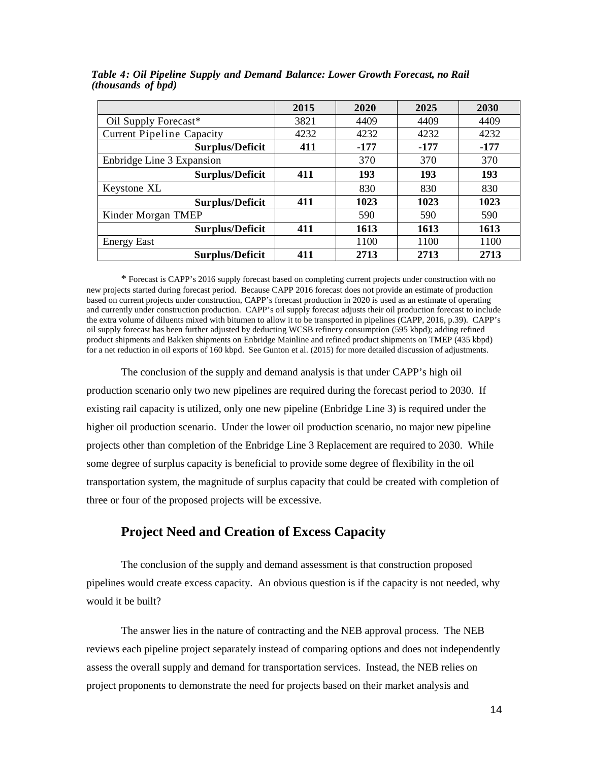*Table 4: Oil Pipeline Supply and Demand Balance: Lower Growth Forecast, no Rail (thousands of bpd)*

| | 2015 | 2020 | 2025 | 2030 |
|---|---|---|---|---|
| Oil Supply Forecast* | 3821 | 4409 | 4409 | 4409 |
| Current Pipeline Capacity | 4232 | 4232 | 4232 | 4232 |
| **Surplus/Deficit** | **411** | **-177** | **-177** | **-177** |
| Enbridge Line 3 Expansion | | 370 | 370 | 370 |
| **Surplus/Deficit** | **411** | **193** | **193** | **193** |
| Keystone XL | | 830 | 830 | 830 |
| **Surplus/Deficit** | **411** | **1023** | **1023** | **1023** |
| Kinder Morgan TMEP | | 590 | 590 | 590 |
| **Surplus/Deficit** | **411** | **1613** | **1613** | **1613** |
| Energy East | | 1100 | 1100 | 1100 |
| **Surplus/Deficit** | **411** | **2713** | **2713** | **2713** |

* Forecast is CAPP's 2016 supply forecast based on completing current projects under construction with no new projects started during forecast period. Because CAPP 2016 forecast does not provide an estimate of production based on current projects under construction, CAPP's forecast production in 2020 is used as an estimate of operating and currently under construction production. CAPP's oil supply forecast adjusts their oil production forecast to include the extra volume of diluents mixed with bitumen to allow it to be transported in pipelines (CAPP, 2016, p.39). CAPP's oil supply forecast has been further adjusted by deducting WCSB refinery consumption (595 kbpd); adding refined product shipments and Bakken shipments on Enbridge Mainline and refined product shipments on TMEP (435 kbpd) for a net reduction in oil exports of 160 kbpd. See Gunton et al. (2015) for more detailed discussion of adjustments.

The conclusion of the supply and demand analysis is that under CAPP's high oil production scenario only two new pipelines are required during the forecast period to 2030. If existing rail capacity is utilized, only one new pipeline (Enbridge Line 3) is required under the higher oil production scenario. Under the lower oil production scenario, no major new pipeline projects other than completion of the Enbridge Line 3 Replacement are required to 2030. While some degree of surplus capacity is beneficial to provide some degree of flexibility in the oil transportation system, the magnitude of surplus capacity that could be created with completion of three or four of the proposed projects will be excessive.

## Project Need and Creation of Excess Capacity

The conclusion of the supply and demand assessment is that construction proposed pipelines would create excess capacity. An obvious question is if the capacity is not needed, why would it be built?

The answer lies in the nature of contracting and the NEB approval process. The NEB reviews each pipeline project separately instead of comparing options and does not independently assess the overall supply and demand for transportation services. Instead, the NEB relies on project proponents to demonstrate the need for projects based on their market analysis and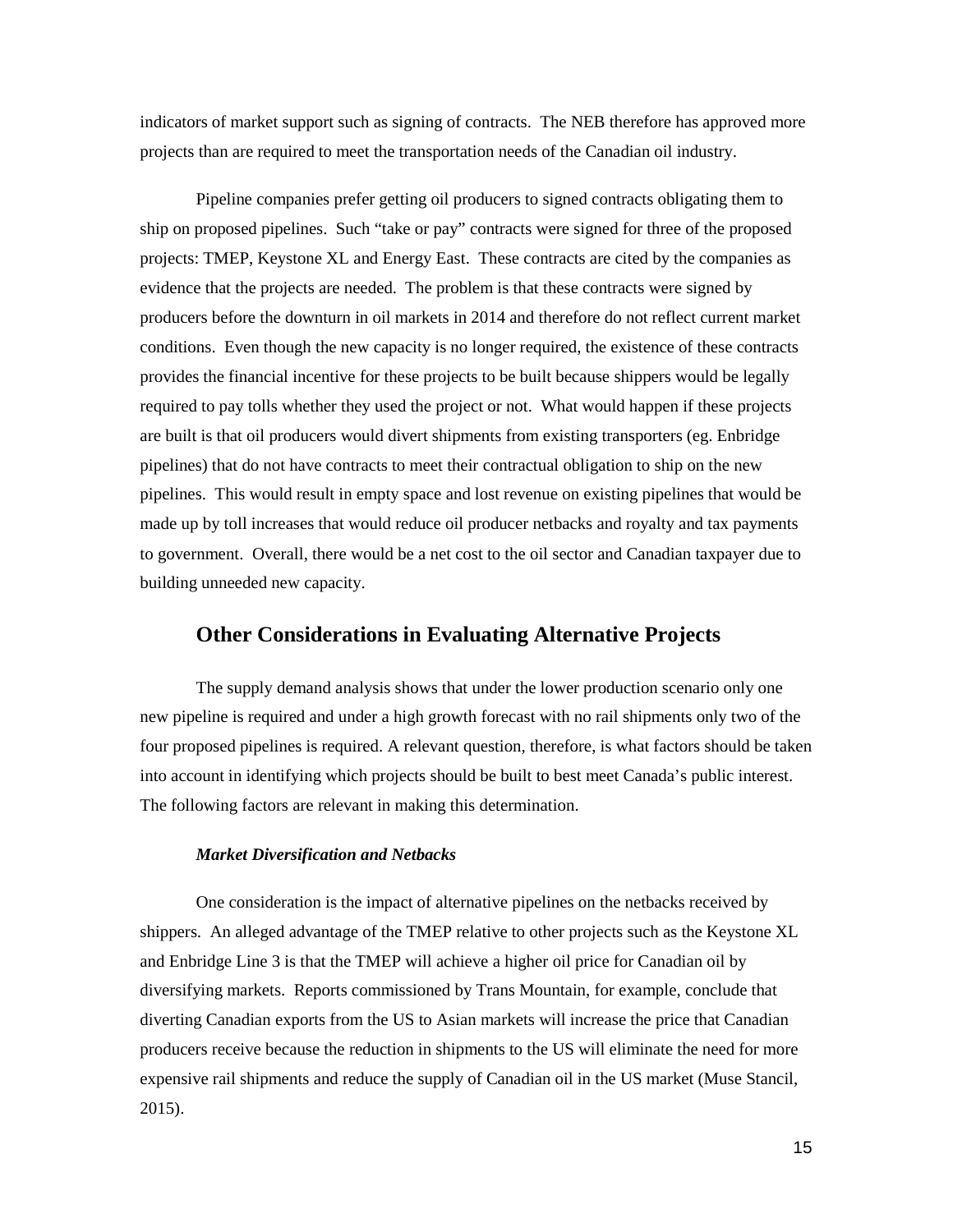indicators of market support such as signing of contracts. The NEB therefore has approved more projects than are required to meet the transportation needs of the Canadian oil industry.

Pipeline companies prefer getting oil producers to signed contracts obligating them to ship on proposed pipelines. Such "take or pay" contracts were signed for three of the proposed projects: TMEP, Keystone XL and Energy East. These contracts are cited by the companies as evidence that the projects are needed. The problem is that these contracts were signed by producers before the downturn in oil markets in 2014 and therefore do not reflect current market conditions. Even though the new capacity is no longer required, the existence of these contracts provides the financial incentive for these projects to be built because shippers would be legally required to pay tolls whether they used the project or not. What would happen if these projects are built is that oil producers would divert shipments from existing transporters (eg. Enbridge pipelines) that do not have contracts to meet their contractual obligation to ship on the new pipelines. This would result in empty space and lost revenue on existing pipelines that would be made up by toll increases that would reduce oil producer netbacks and royalty and tax payments to government. Overall, there would be a net cost to the oil sector and Canadian taxpayer due to building unneeded new capacity.

## Other Considerations in Evaluating Alternative Projects

The supply demand analysis shows that under the lower production scenario only one new pipeline is required and under a high growth forecast with no rail shipments only two of the four proposed pipelines is required. A relevant question, therefore, is what factors should be taken into account in identifying which projects should be built to best meet Canada's public interest. The following factors are relevant in making this determination.

### *Market Diversification and Netbacks*

One consideration is the impact of alternative pipelines on the netbacks received by shippers. An alleged advantage of the TMEP relative to other projects such as the Keystone XL and Enbridge Line 3 is that the TMEP will achieve a higher oil price for Canadian oil by diversifying markets. Reports commissioned by Trans Mountain, for example, conclude that diverting Canadian exports from the US to Asian markets will increase the price that Canadian producers receive because the reduction in shipments to the US will eliminate the need for more expensive rail shipments and reduce the supply of Canadian oil in the US market (Muse Stancil, 2015).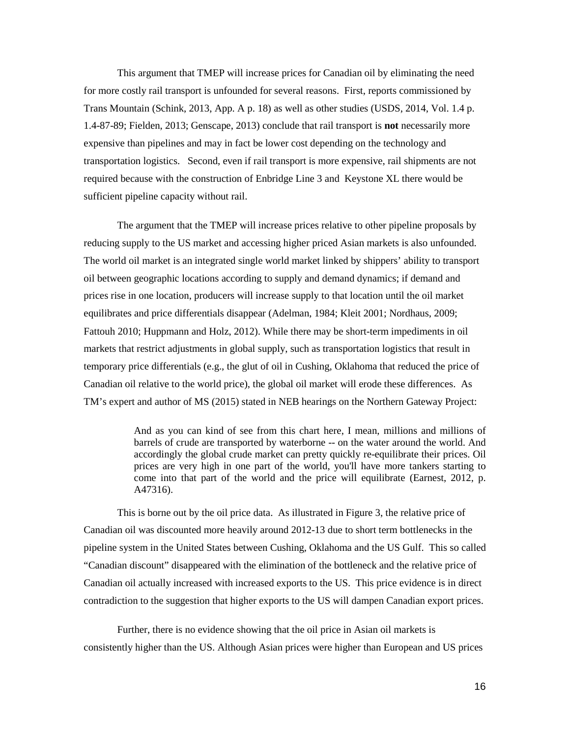This argument that TMEP will increase prices for Canadian oil by eliminating the need for more costly rail transport is unfounded for several reasons. First, reports commissioned by Trans Mountain (Schink, 2013, App. A p. 18) as well as other studies (USDS, 2014, Vol. 1.4 p. 1.4-87-89; Fielden, 2013; Genscape, 2013) conclude that rail transport is **not** necessarily more expensive than pipelines and may in fact be lower cost depending on the technology and transportation logistics. Second, even if rail transport is more expensive, rail shipments are not required because with the construction of Enbridge Line 3 and Keystone XL there would be sufficient pipeline capacity without rail.

The argument that the TMEP will increase prices relative to other pipeline proposals by reducing supply to the US market and accessing higher priced Asian markets is also unfounded. The world oil market is an integrated single world market linked by shippers' ability to transport oil between geographic locations according to supply and demand dynamics; if demand and prices rise in one location, producers will increase supply to that location until the oil market equilibrates and price differentials disappear (Adelman, 1984; Kleit 2001; Nordhaus, 2009; Fattouh 2010; Huppmann and Holz, 2012). While there may be short-term impediments in oil markets that restrict adjustments in global supply, such as transportation logistics that result in temporary price differentials (e.g., the glut of oil in Cushing, Oklahoma that reduced the price of Canadian oil relative to the world price), the global oil market will erode these differences. As TM's expert and author of MS (2015) stated in NEB hearings on the Northern Gateway Project:

> And as you can kind of see from this chart here, I mean, millions and millions of barrels of crude are transported by waterborne -- on the water around the world. And accordingly the global crude market can pretty quickly re-equilibrate their prices. Oil prices are very high in one part of the world, you'll have more tankers starting to come into that part of the world and the price will equilibrate (Earnest, 2012, p. A47316).

This is borne out by the oil price data. As illustrated in Figure 3, the relative price of Canadian oil was discounted more heavily around 2012-13 due to short term bottlenecks in the pipeline system in the United States between Cushing, Oklahoma and the US Gulf. This so called "Canadian discount" disappeared with the elimination of the bottleneck and the relative price of Canadian oil actually increased with increased exports to the US. This price evidence is in direct contradiction to the suggestion that higher exports to the US will dampen Canadian export prices.

Further, there is no evidence showing that the oil price in Asian oil markets is consistently higher than the US. Although Asian prices were higher than European and US prices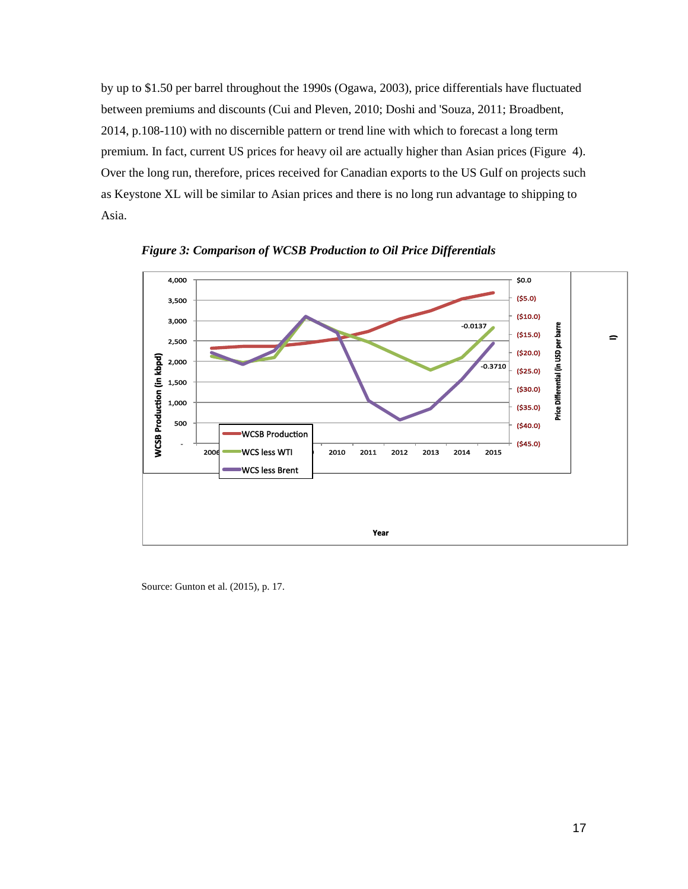by up to \$1.50 per barrel throughout the 1990s (Ogawa, 2003), price differentials have fluctuated between premiums and discounts (Cui and Pleven, 2010; Doshi and 'Souza, 2011; Broadbent, 2014, p.108-110) with no discernible pattern or trend line with which to forecast a long term premium. In fact, current US prices for heavy oil are actually higher than Asian prices (Figure 4). Over the long run, therefore, prices received for Canadian exports to the US Gulf on projects such as Keystone XL will be similar to Asian prices and there is no long run advantage to shipping to Asia.

***Figure 3: Comparison of WCSB Production to Oil Price Differentials***

Source: Gunton et al. (2015), p. 17.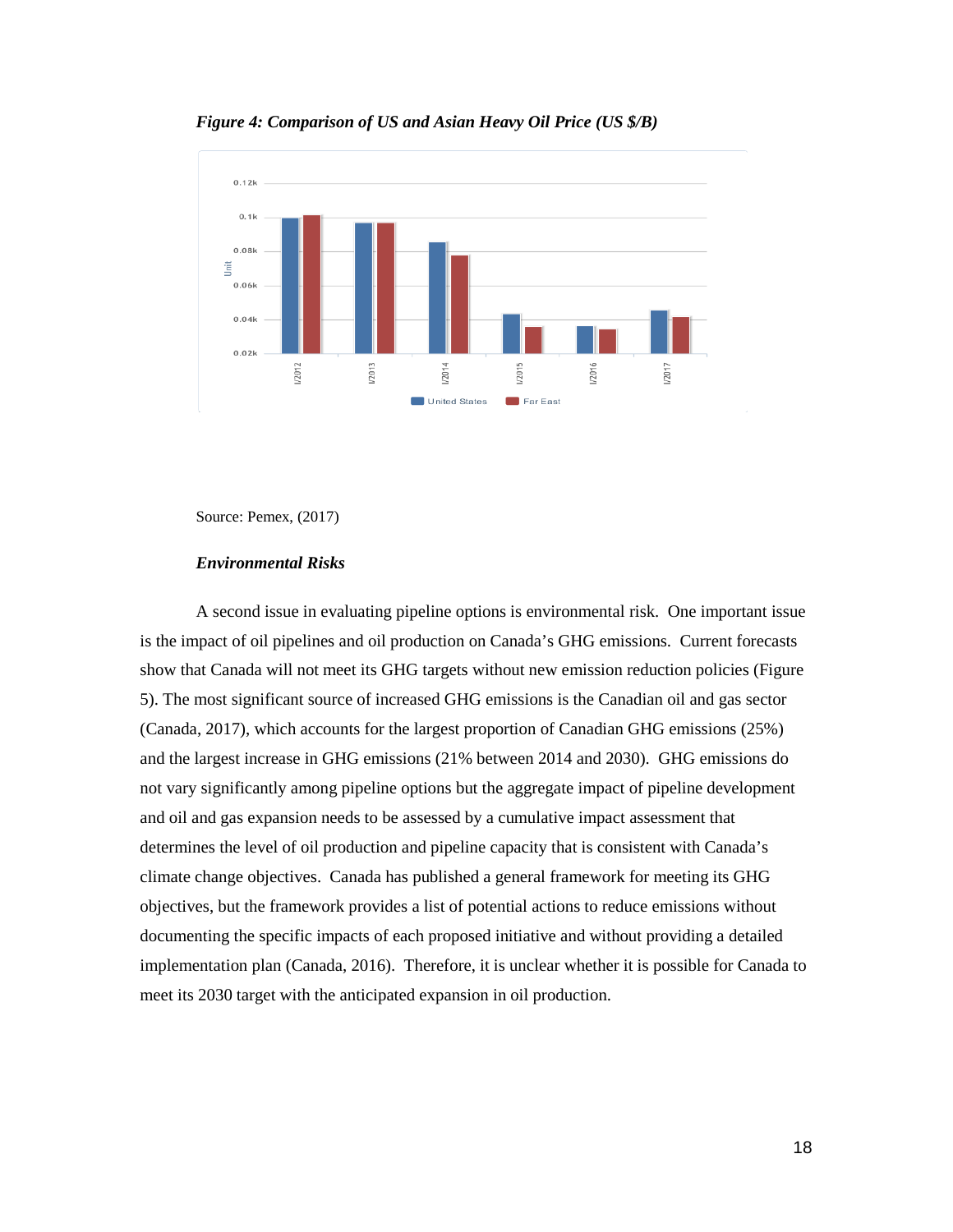***Figure 4: Comparison of US and Asian Heavy Oil Price (US $/B)***

Source: Pemex, (2017)

***Environmental Risks***

A second issue in evaluating pipeline options is environmental risk. One important issue is the impact of oil pipelines and oil production on Canada's GHG emissions. Current forecasts show that Canada will not meet its GHG targets without new emission reduction policies (Figure 5). The most significant source of increased GHG emissions is the Canadian oil and gas sector (Canada, 2017), which accounts for the largest proportion of Canadian GHG emissions (25%) and the largest increase in GHG emissions (21% between 2014 and 2030). GHG emissions do not vary significantly among pipeline options but the aggregate impact of pipeline development and oil and gas expansion needs to be assessed by a cumulative impact assessment that determines the level of oil production and pipeline capacity that is consistent with Canada's climate change objectives. Canada has published a general framework for meeting its GHG objectives, but the framework provides a list of potential actions to reduce emissions without documenting the specific impacts of each proposed initiative and without providing a detailed implementation plan (Canada, 2016). Therefore, it is unclear whether it is possible for Canada to meet its 2030 target with the anticipated expansion in oil production.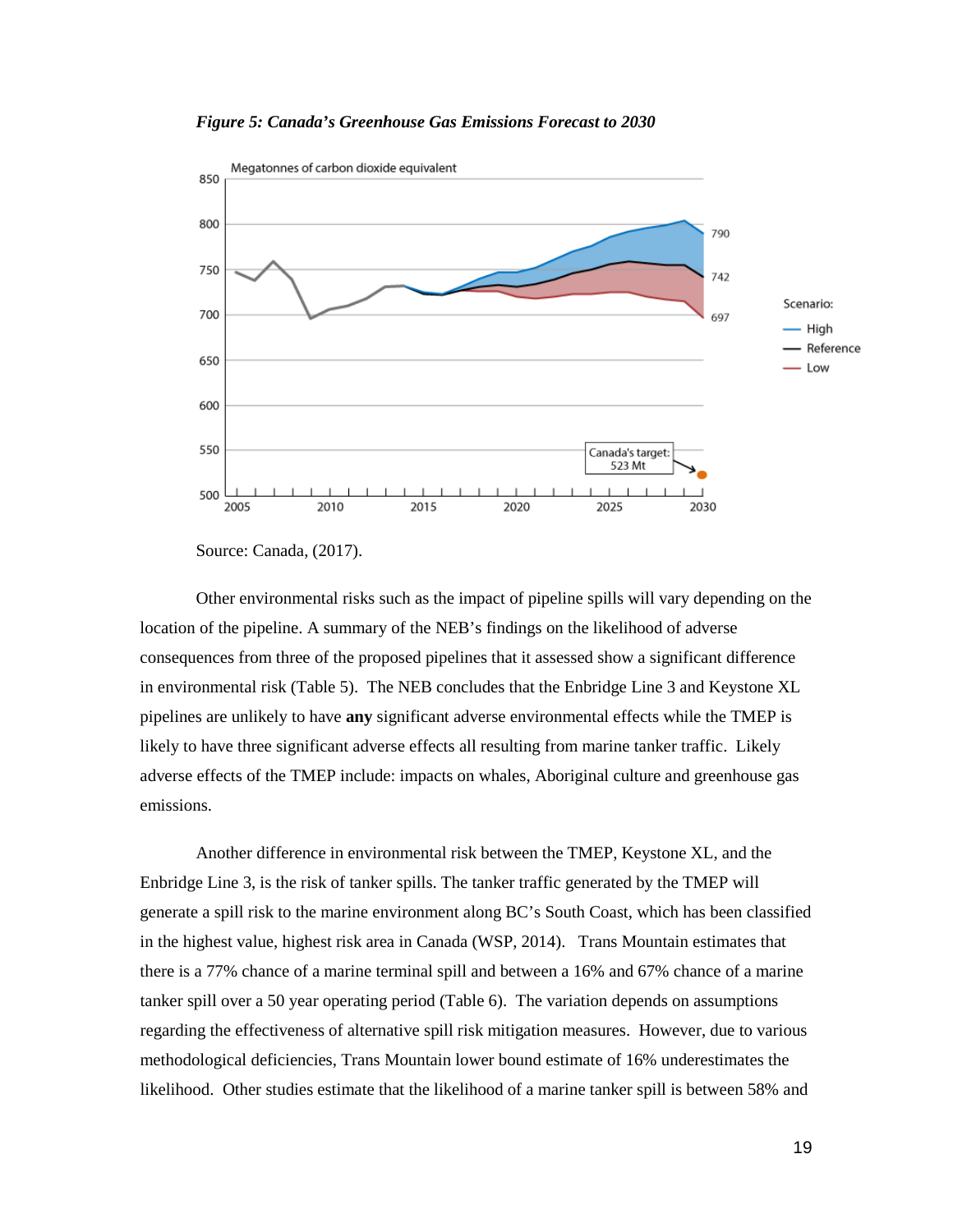*Figure 5: Canada's Greenhouse Gas Emissions Forecast to 2030*

Source: Canada, (2017).

Other environmental risks such as the impact of pipeline spills will vary depending on the location of the pipeline. A summary of the NEB's findings on the likelihood of adverse consequences from three of the proposed pipelines that it assessed show a significant difference in environmental risk (Table 5). The NEB concludes that the Enbridge Line 3 and Keystone XL pipelines are unlikely to have **any** significant adverse environmental effects while the TMEP is likely to have three significant adverse effects all resulting from marine tanker traffic. Likely adverse effects of the TMEP include: impacts on whales, Aboriginal culture and greenhouse gas emissions.

Another difference in environmental risk between the TMEP, Keystone XL, and the Enbridge Line 3, is the risk of tanker spills. The tanker traffic generated by the TMEP will generate a spill risk to the marine environment along BC's South Coast, which has been classified in the highest value, highest risk area in Canada (WSP, 2014). Trans Mountain estimates that there is a 77% chance of a marine terminal spill and between a 16% and 67% chance of a marine tanker spill over a 50 year operating period (Table 6). The variation depends on assumptions regarding the effectiveness of alternative spill risk mitigation measures. However, due to various methodological deficiencies, Trans Mountain lower bound estimate of 16% underestimates the likelihood. Other studies estimate that the likelihood of a marine tanker spill is between 58% and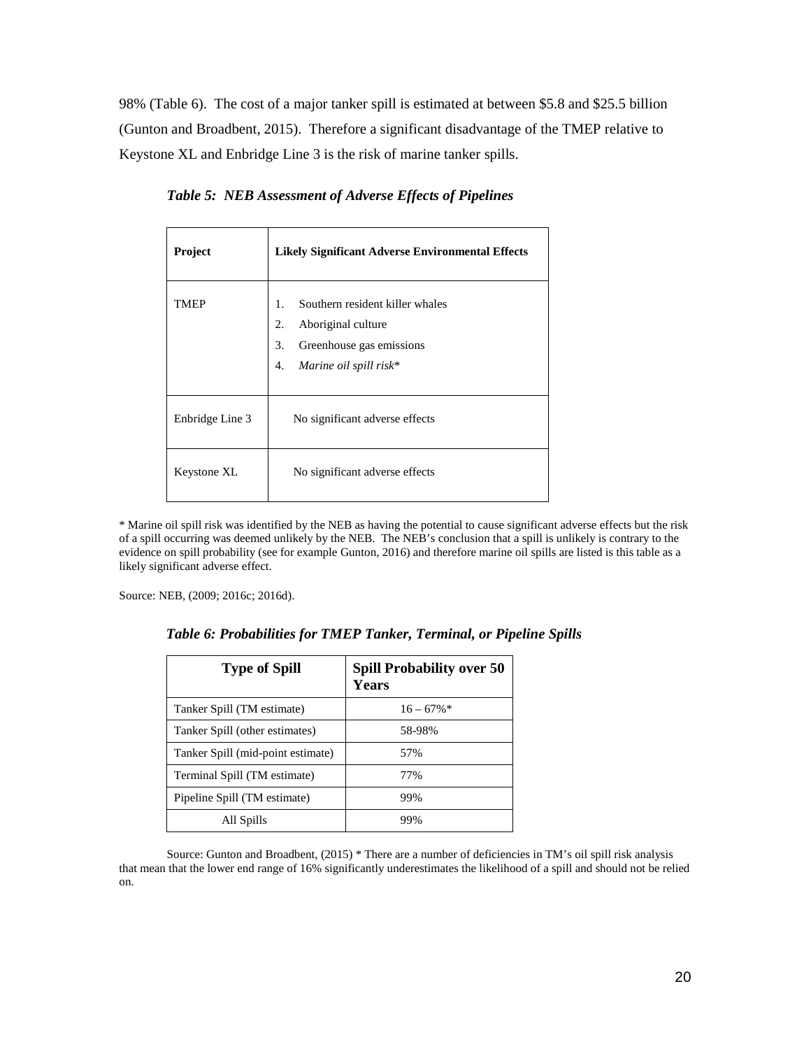98% (Table 6). The cost of a major tanker spill is estimated at between $5.8 and $25.5 billion (Gunton and Broadbent, 2015). Therefore a significant disadvantage of the TMEP relative to Keystone XL and Enbridge Line 3 is the risk of marine tanker spills.

***Table 5: NEB Assessment of Adverse Effects of Pipelines***

| **Project** | **Likely Significant Adverse Environmental Effects** |
|---|---|
| TMEP | 1. Southern resident killer whales<br>2. Aboriginal culture<br>3. Greenhouse gas emissions<br>4. *Marine oil spill risk** |
| Enbridge Line 3 | No significant adverse effects |
| Keystone XL | No significant adverse effects |

* Marine oil spill risk was identified by the NEB as having the potential to cause significant adverse effects but the risk of a spill occurring was deemed unlikely by the NEB. The NEB's conclusion that a spill is unlikely is contrary to the evidence on spill probability (see for example Gunton, 2016) and therefore marine oil spills are listed is this table as a likely significant adverse effect.

Source: NEB, (2009; 2016c; 2016d).

***Table 6: Probabilities for TMEP Tanker, Terminal, or Pipeline Spills***

| **Type of Spill** | **Spill Probability over 50 Years** |
|---|---|
| Tanker Spill (TM estimate) | 16 – 67%* |
| Tanker Spill (other estimates) | 58-98% |
| Tanker Spill (mid-point estimate) | 57% |
| Terminal Spill (TM estimate) | 77% |
| Pipeline Spill (TM estimate) | 99% |
| All Spills | 99% |

Source: Gunton and Broadbent, (2015) * There are a number of deficiencies in TM's oil spill risk analysis that mean that the lower end range of 16% significantly underestimates the likelihood of a spill and should not be relied on.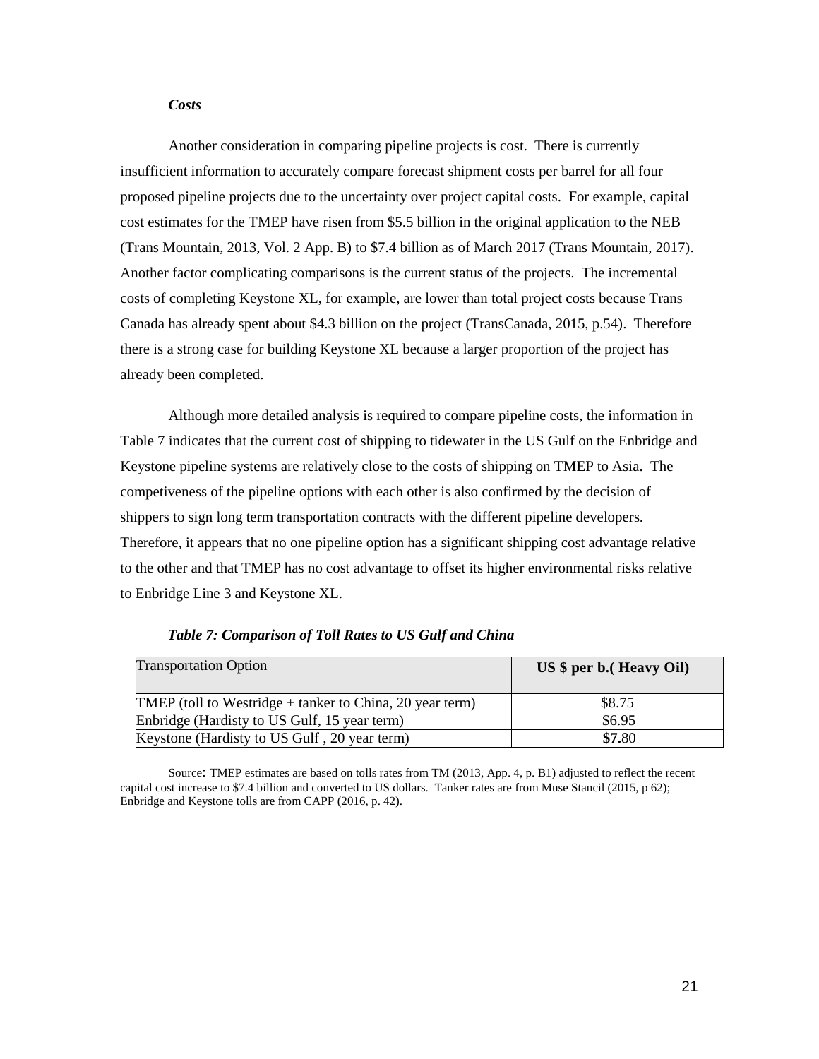***Costs***

Another consideration in comparing pipeline projects is cost. There is currently insufficient information to accurately compare forecast shipment costs per barrel for all four proposed pipeline projects due to the uncertainty over project capital costs. For example, capital cost estimates for the TMEP have risen from $5.5 billion in the original application to the NEB (Trans Mountain, 2013, Vol. 2 App. B) to $7.4 billion as of March 2017 (Trans Mountain, 2017). Another factor complicating comparisons is the current status of the projects. The incremental costs of completing Keystone XL, for example, are lower than total project costs because Trans Canada has already spent about $4.3 billion on the project (TransCanada, 2015, p.54). Therefore there is a strong case for building Keystone XL because a larger proportion of the project has already been completed.

Although more detailed analysis is required to compare pipeline costs, the information in Table 7 indicates that the current cost of shipping to tidewater in the US Gulf on the Enbridge and Keystone pipeline systems are relatively close to the costs of shipping on TMEP to Asia. The competiveness of the pipeline options with each other is also confirmed by the decision of shippers to sign long term transportation contracts with the different pipeline developers. Therefore, it appears that no one pipeline option has a significant shipping cost advantage relative to the other and that TMEP has no cost advantage to offset its higher environmental risks relative to Enbridge Line 3 and Keystone XL.

***Table 7: Comparison of Toll Rates to US Gulf and China***

| Transportation Option | **US $ per b.( Heavy Oil)** |
|---|---|
| TMEP (toll to Westridge + tanker to China, 20 year term) | $8.75 |
| Enbridge (Hardisty to US Gulf, 15 year term) | $6.95 |
| Keystone (Hardisty to US Gulf , 20 year term) | **$7.**80 |

Source: TMEP estimates are based on tolls rates from TM (2013, App. 4, p. B1) adjusted to reflect the recent capital cost increase to $7.4 billion and converted to US dollars. Tanker rates are from Muse Stancil (2015, p 62); Enbridge and Keystone tolls are from CAPP (2016, p. 42).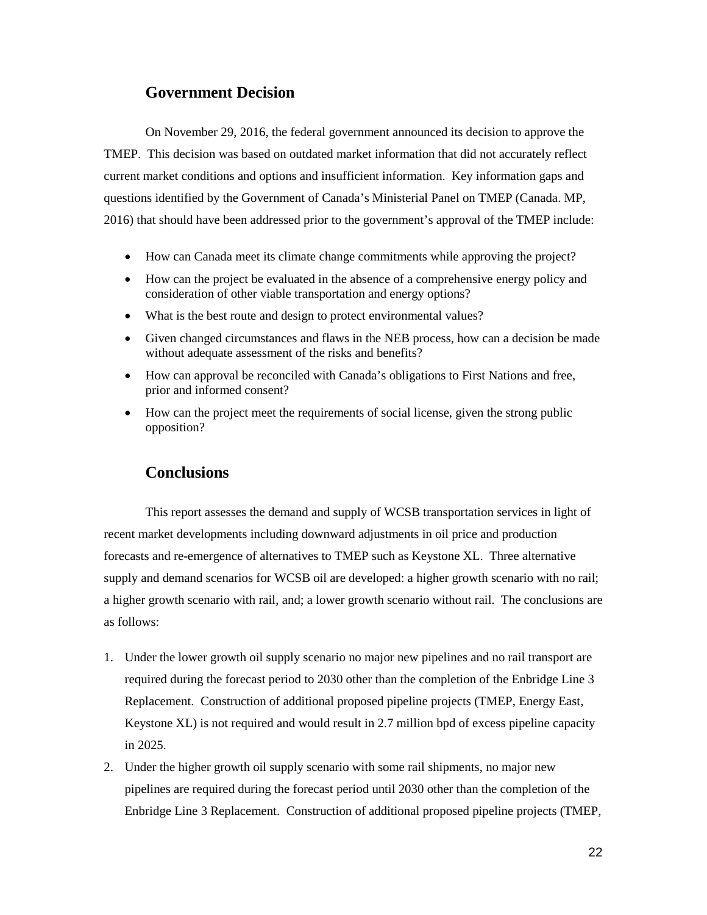## Government Decision

On November 29, 2016, the federal government announced its decision to approve the TMEP. This decision was based on outdated market information that did not accurately reflect current market conditions and options and insufficient information. Key information gaps and questions identified by the Government of Canada's Ministerial Panel on TMEP (Canada. MP, 2016) that should have been addressed prior to the government's approval of the TMEP include:

- How can Canada meet its climate change commitments while approving the project?
- How can the project be evaluated in the absence of a comprehensive energy policy and consideration of other viable transportation and energy options?
- What is the best route and design to protect environmental values?
- Given changed circumstances and flaws in the NEB process, how can a decision be made without adequate assessment of the risks and benefits?
- How can approval be reconciled with Canada's obligations to First Nations and free, prior and informed consent?
- How can the project meet the requirements of social license, given the strong public opposition?

## Conclusions

This report assesses the demand and supply of WCSB transportation services in light of recent market developments including downward adjustments in oil price and production forecasts and re-emergence of alternatives to TMEP such as Keystone XL. Three alternative supply and demand scenarios for WCSB oil are developed: a higher growth scenario with no rail; a higher growth scenario with rail, and; a lower growth scenario without rail. The conclusions are as follows:

1. Under the lower growth oil supply scenario no major new pipelines and no rail transport are required during the forecast period to 2030 other than the completion of the Enbridge Line 3 Replacement. Construction of additional proposed pipeline projects (TMEP, Energy East, Keystone XL) is not required and would result in 2.7 million bpd of excess pipeline capacity in 2025.
2. Under the higher growth oil supply scenario with some rail shipments, no major new pipelines are required during the forecast period until 2030 other than the completion of the Enbridge Line 3 Replacement. Construction of additional proposed pipeline projects (TMEP,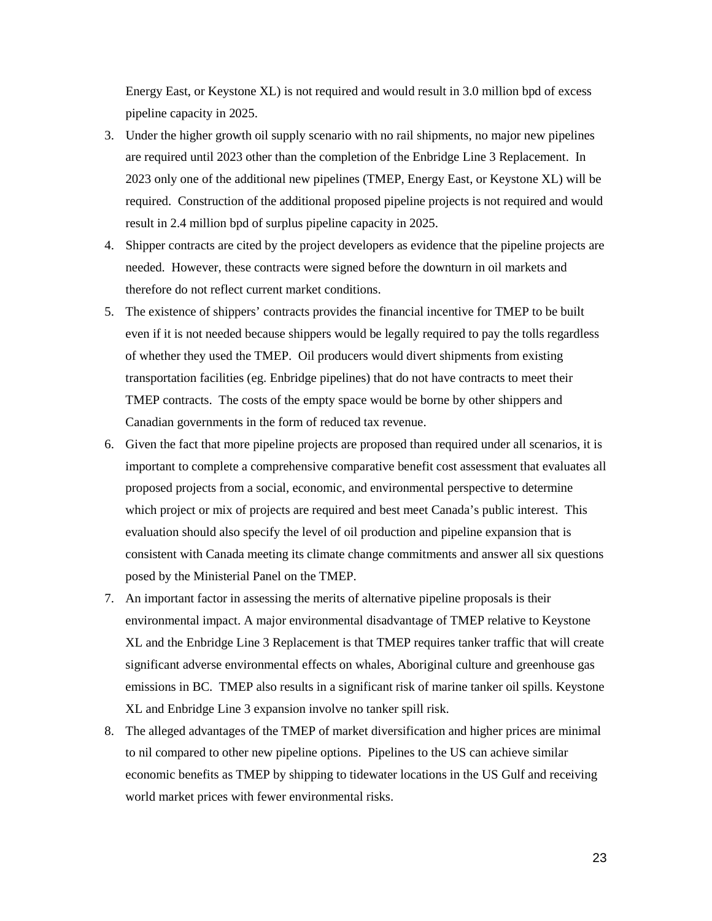Energy East, or Keystone XL) is not required and would result in 3.0 million bpd of excess pipeline capacity in 2025.

3. Under the higher growth oil supply scenario with no rail shipments, no major new pipelines are required until 2023 other than the completion of the Enbridge Line 3 Replacement. In 2023 only one of the additional new pipelines (TMEP, Energy East, or Keystone XL) will be required. Construction of the additional proposed pipeline projects is not required and would result in 2.4 million bpd of surplus pipeline capacity in 2025.
4. Shipper contracts are cited by the project developers as evidence that the pipeline projects are needed. However, these contracts were signed before the downturn in oil markets and therefore do not reflect current market conditions.
5. The existence of shippers' contracts provides the financial incentive for TMEP to be built even if it is not needed because shippers would be legally required to pay the tolls regardless of whether they used the TMEP. Oil producers would divert shipments from existing transportation facilities (eg. Enbridge pipelines) that do not have contracts to meet their TMEP contracts. The costs of the empty space would be borne by other shippers and Canadian governments in the form of reduced tax revenue.
6. Given the fact that more pipeline projects are proposed than required under all scenarios, it is important to complete a comprehensive comparative benefit cost assessment that evaluates all proposed projects from a social, economic, and environmental perspective to determine which project or mix of projects are required and best meet Canada's public interest. This evaluation should also specify the level of oil production and pipeline expansion that is consistent with Canada meeting its climate change commitments and answer all six questions posed by the Ministerial Panel on the TMEP.
7. An important factor in assessing the merits of alternative pipeline proposals is their environmental impact. A major environmental disadvantage of TMEP relative to Keystone XL and the Enbridge Line 3 Replacement is that TMEP requires tanker traffic that will create significant adverse environmental effects on whales, Aboriginal culture and greenhouse gas emissions in BC. TMEP also results in a significant risk of marine tanker oil spills. Keystone XL and Enbridge Line 3 expansion involve no tanker spill risk.
8. The alleged advantages of the TMEP of market diversification and higher prices are minimal to nil compared to other new pipeline options. Pipelines to the US can achieve similar economic benefits as TMEP by shipping to tidewater locations in the US Gulf and receiving world market prices with fewer environmental risks.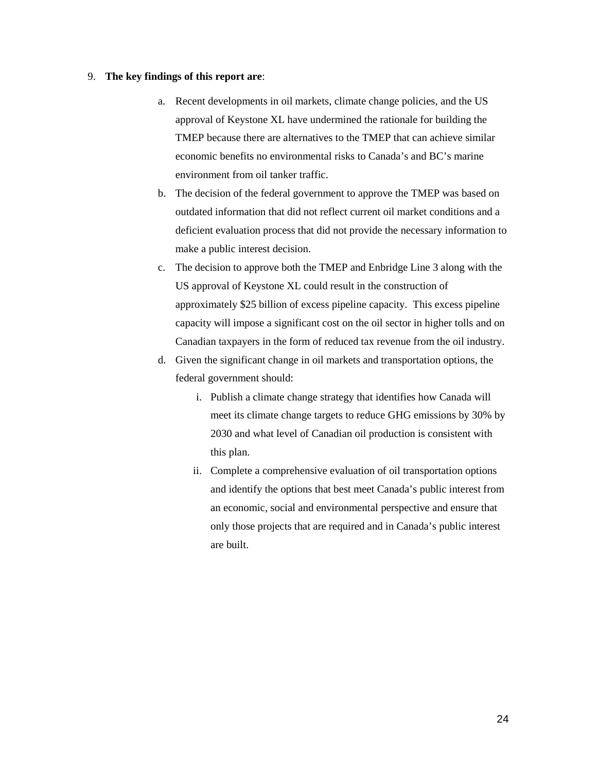9. **The key findings of this report are**:

    a. Recent developments in oil markets, climate change policies, and the US approval of Keystone XL have undermined the rationale for building the TMEP because there are alternatives to the TMEP that can achieve similar economic benefits no environmental risks to Canada's and BC's marine environment from oil tanker traffic.

    b. The decision of the federal government to approve the TMEP was based on outdated information that did not reflect current oil market conditions and a deficient evaluation process that did not provide the necessary information to make a public interest decision.

    c. The decision to approve both the TMEP and Enbridge Line 3 along with the US approval of Keystone XL could result in the construction of approximately $25 billion of excess pipeline capacity. This excess pipeline capacity will impose a significant cost on the oil sector in higher tolls and on Canadian taxpayers in the form of reduced tax revenue from the oil industry.

    d. Given the significant change in oil markets and transportation options, the federal government should:

        i. Publish a climate change strategy that identifies how Canada will meet its climate change targets to reduce GHG emissions by 30% by 2030 and what level of Canadian oil production is consistent with this plan.

        ii. Complete a comprehensive evaluation of oil transportation options and identify the options that best meet Canada's public interest from an economic, social and environmental perspective and ensure that only those projects that are required and in Canada's public interest are built.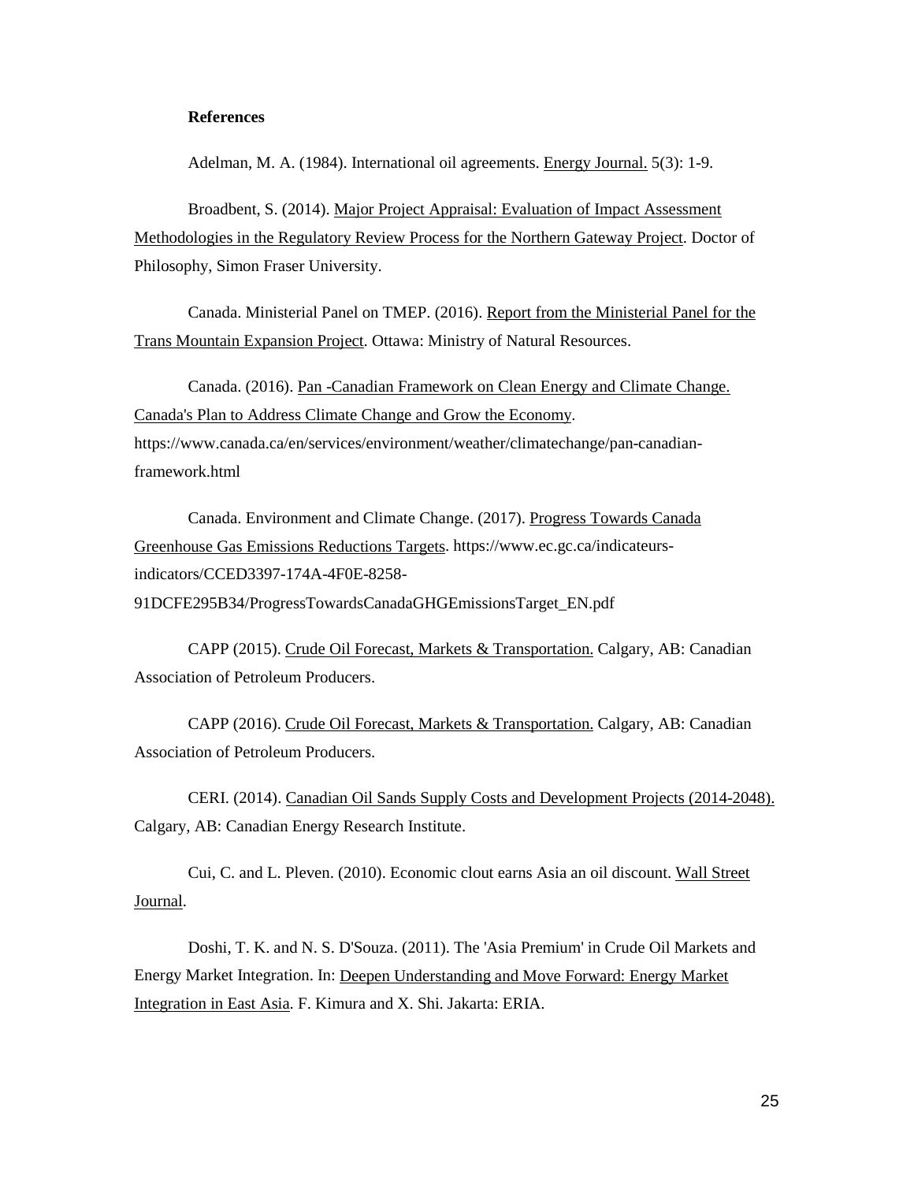**References**

Adelman, M. A. (1984). International oil agreements. Energy Journal. 5(3): 1-9.

Broadbent, S. (2014). Major Project Appraisal: Evaluation of Impact Assessment Methodologies in the Regulatory Review Process for the Northern Gateway Project. Doctor of Philosophy, Simon Fraser University.

Canada. Ministerial Panel on TMEP. (2016). Report from the Ministerial Panel for the Trans Mountain Expansion Project. Ottawa: Ministry of Natural Resources.

Canada. (2016). Pan -Canadian Framework on Clean Energy and Climate Change. Canada's Plan to Address Climate Change and Grow the Economy. https://www.canada.ca/en/services/environment/weather/climatechange/pan-canadian-framework.html

Canada. Environment and Climate Change. (2017). Progress Towards Canada Greenhouse Gas Emissions Reductions Targets. https://www.ec.gc.ca/indicateurs-indicators/CCED3397-174A-4F0E-8258-91DCFE295B34/ProgressTowardsCanadaGHGEmissionsTarget_EN.pdf

CAPP (2015). Crude Oil Forecast, Markets & Transportation. Calgary, AB: Canadian Association of Petroleum Producers.

CAPP (2016). Crude Oil Forecast, Markets & Transportation. Calgary, AB: Canadian Association of Petroleum Producers.

CERI. (2014). Canadian Oil Sands Supply Costs and Development Projects (2014-2048). Calgary, AB: Canadian Energy Research Institute.

Cui, C. and L. Pleven. (2010). Economic clout earns Asia an oil discount. Wall Street Journal.

Doshi, T. K. and N. S. D'Souza. (2011). The 'Asia Premium' in Crude Oil Markets and Energy Market Integration. In: Deepen Understanding and Move Forward: Energy Market Integration in East Asia. F. Kimura and X. Shi. Jakarta: ERIA.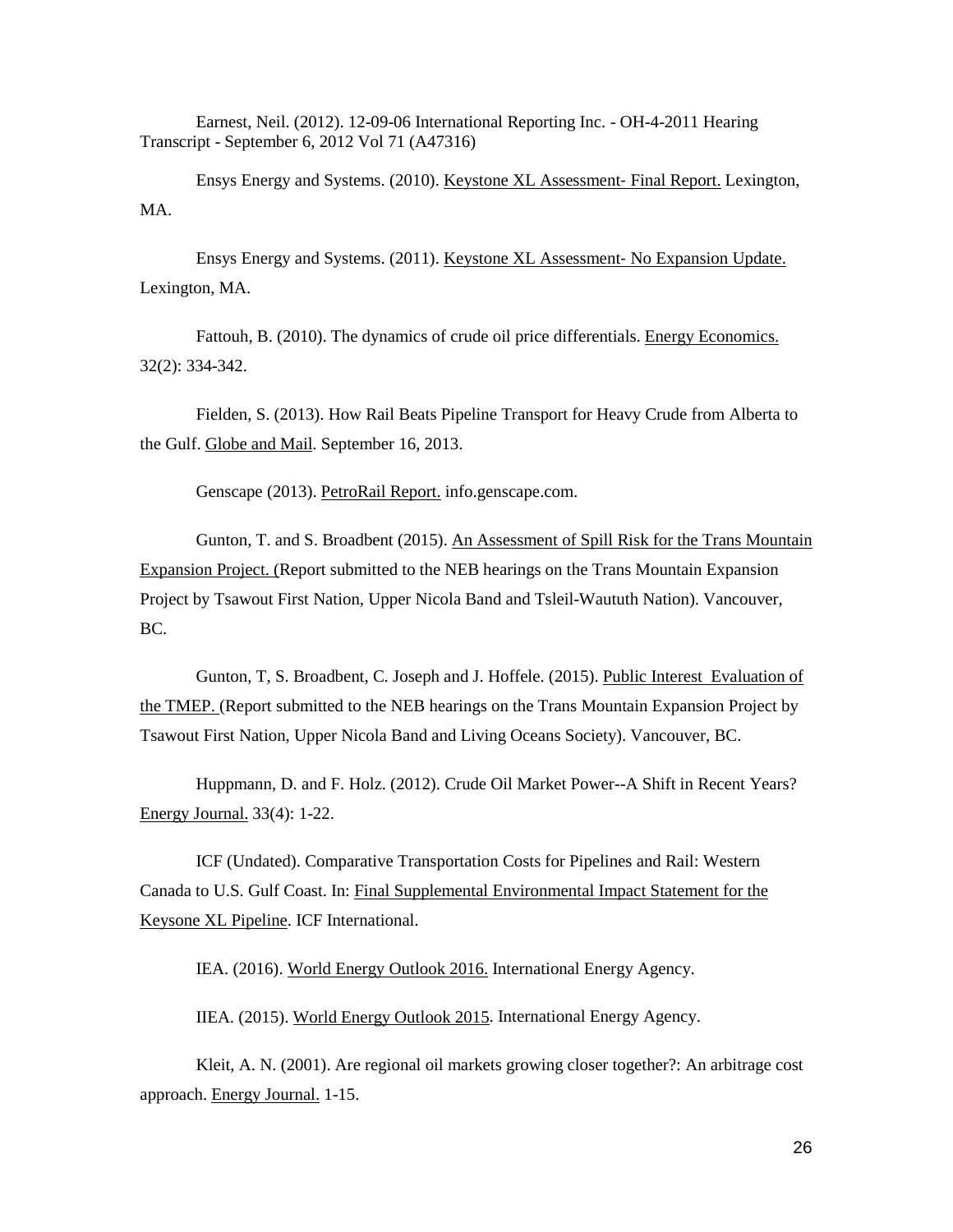Earnest, Neil. (2012). 12-09-06 International Reporting Inc. - OH-4-2011 Hearing Transcript - September 6, 2012 Vol 71 (A47316)

Ensys Energy and Systems. (2010). Keystone XL Assessment- Final Report. Lexington, MA.

Ensys Energy and Systems. (2011). Keystone XL Assessment- No Expansion Update. Lexington, MA.

Fattouh, B. (2010). The dynamics of crude oil price differentials. Energy Economics. 32(2): 334-342.

Fielden, S. (2013). How Rail Beats Pipeline Transport for Heavy Crude from Alberta to the Gulf. Globe and Mail. September 16, 2013.

Genscape (2013). PetroRail Report. info.genscape.com.

Gunton, T. and S. Broadbent (2015). An Assessment of Spill Risk for the Trans Mountain Expansion Project. (Report submitted to the NEB hearings on the Trans Mountain Expansion Project by Tsawout First Nation, Upper Nicola Band and Tsleil-Waututh Nation). Vancouver, BC.

Gunton, T, S. Broadbent, C. Joseph and J. Hoffele. (2015). Public Interest Evaluation of the TMEP. (Report submitted to the NEB hearings on the Trans Mountain Expansion Project by Tsawout First Nation, Upper Nicola Band and Living Oceans Society). Vancouver, BC.

Huppmann, D. and F. Holz. (2012). Crude Oil Market Power--A Shift in Recent Years? Energy Journal. 33(4): 1-22.

ICF (Undated). Comparative Transportation Costs for Pipelines and Rail: Western Canada to U.S. Gulf Coast. In: Final Supplemental Environmental Impact Statement for the Keysone XL Pipeline. ICF International.

IEA. (2016). World Energy Outlook 2016. International Energy Agency.

IIEA. (2015). World Energy Outlook 2015. International Energy Agency.

Kleit, A. N. (2001). Are regional oil markets growing closer together?: An arbitrage cost approach. Energy Journal. 1-15.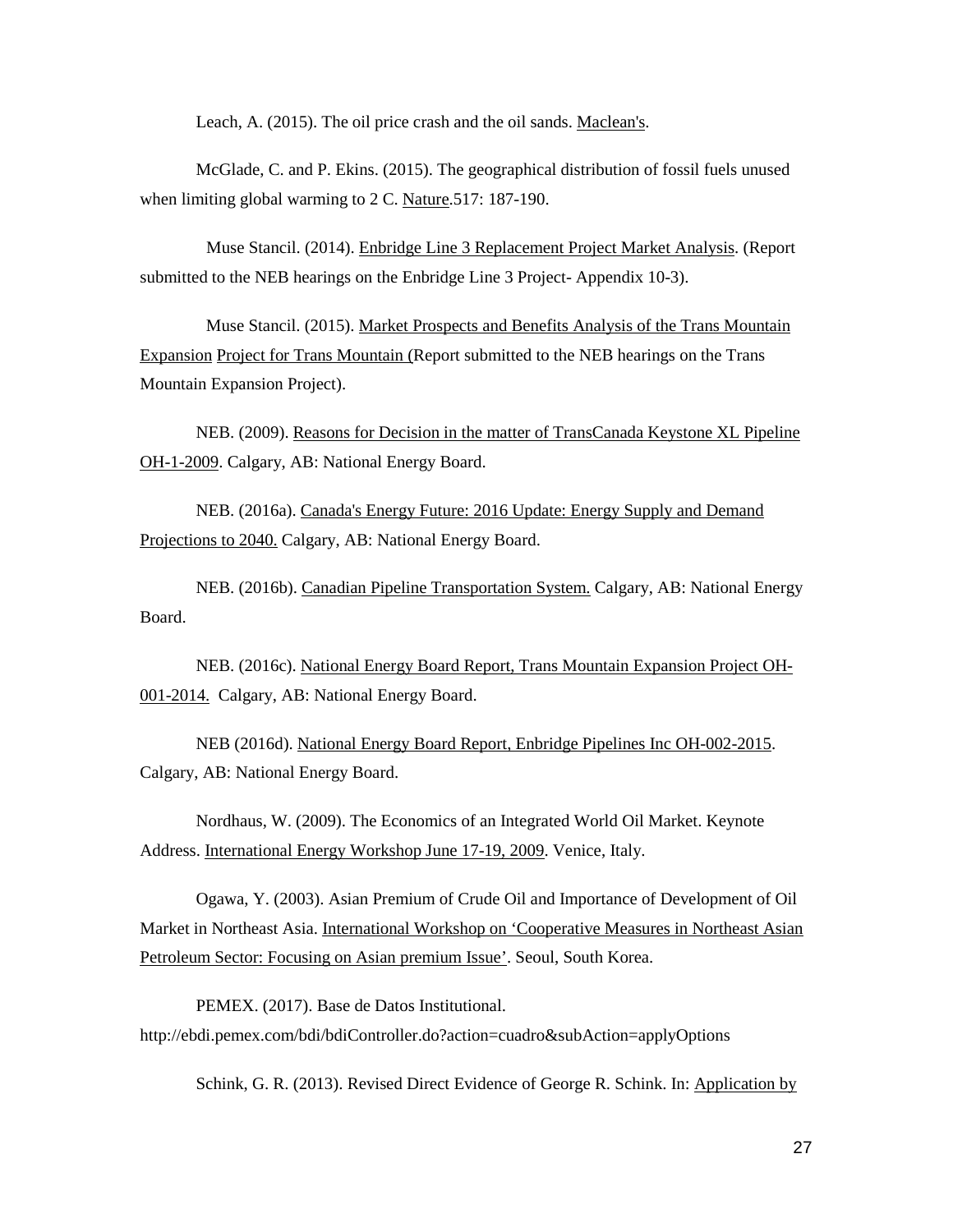Leach, A. (2015). The oil price crash and the oil sands. Maclean's.

McGlade, C. and P. Ekins. (2015). The geographical distribution of fossil fuels unused when limiting global warming to 2 C. Nature.517: 187-190.

Muse Stancil. (2014). Enbridge Line 3 Replacement Project Market Analysis. (Report submitted to the NEB hearings on the Enbridge Line 3 Project- Appendix 10-3).

Muse Stancil. (2015). Market Prospects and Benefits Analysis of the Trans Mountain Expansion Project for Trans Mountain (Report submitted to the NEB hearings on the Trans Mountain Expansion Project).

NEB. (2009). Reasons for Decision in the matter of TransCanada Keystone XL Pipeline OH-1-2009. Calgary, AB: National Energy Board.

NEB. (2016a). Canada's Energy Future: 2016 Update: Energy Supply and Demand Projections to 2040. Calgary, AB: National Energy Board.

NEB. (2016b). Canadian Pipeline Transportation System. Calgary, AB: National Energy Board.

NEB. (2016c). National Energy Board Report, Trans Mountain Expansion Project OH-001-2014. Calgary, AB: National Energy Board.

NEB (2016d). National Energy Board Report, Enbridge Pipelines Inc OH-002-2015. Calgary, AB: National Energy Board.

Nordhaus, W. (2009). The Economics of an Integrated World Oil Market. Keynote Address. International Energy Workshop June 17-19, 2009. Venice, Italy.

Ogawa, Y. (2003). Asian Premium of Crude Oil and Importance of Development of Oil Market in Northeast Asia. International Workshop on 'Cooperative Measures in Northeast Asian Petroleum Sector: Focusing on Asian premium Issue'. Seoul, South Korea.

PEMEX. (2017). Base de Datos Institutional. http://ebdi.pemex.com/bdi/bdiController.do?action=cuadro&subAction=applyOptions

Schink, G. R. (2013). Revised Direct Evidence of George R. Schink. In: Application by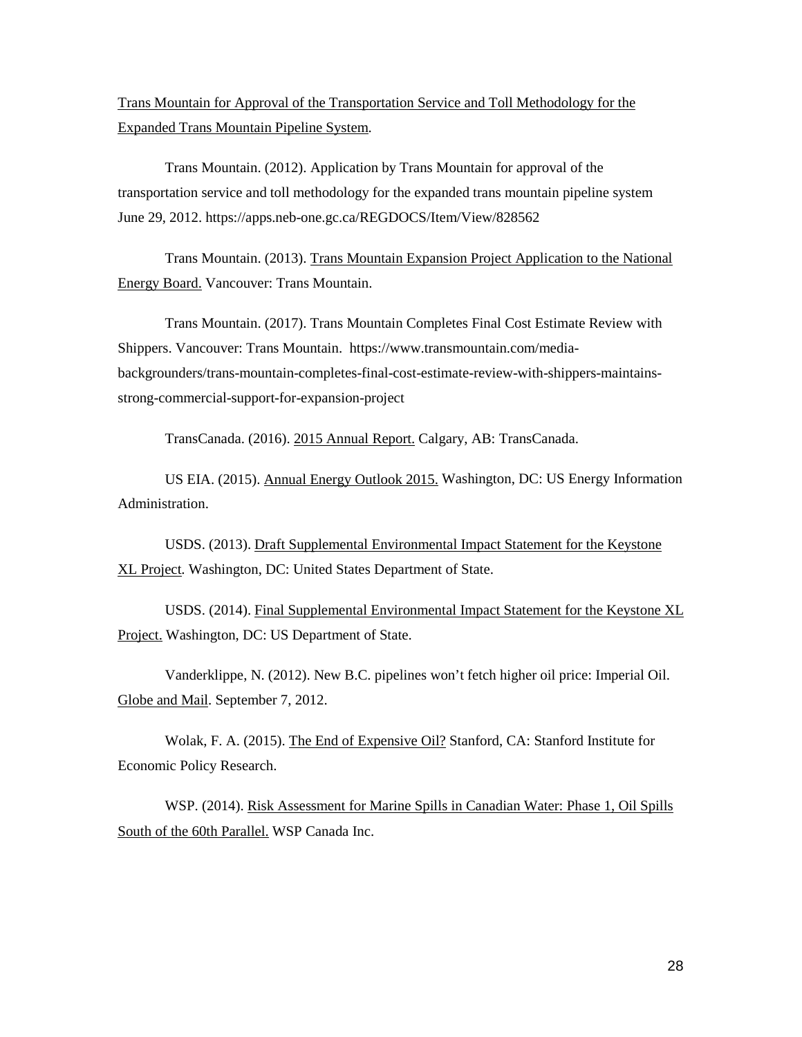Trans Mountain for Approval of the Transportation Service and Toll Methodology for the Expanded Trans Mountain Pipeline System.

Trans Mountain. (2012). Application by Trans Mountain for approval of the transportation service and toll methodology for the expanded trans mountain pipeline system June 29, 2012. https://apps.neb-one.gc.ca/REGDOCS/Item/View/828562

Trans Mountain. (2013). Trans Mountain Expansion Project Application to the National Energy Board. Vancouver: Trans Mountain.

Trans Mountain. (2017). Trans Mountain Completes Final Cost Estimate Review with Shippers. Vancouver: Trans Mountain. https://www.transmountain.com/media-backgrounders/trans-mountain-completes-final-cost-estimate-review-with-shippers-maintains-strong-commercial-support-for-expansion-project

TransCanada. (2016). 2015 Annual Report. Calgary, AB: TransCanada.

US EIA. (2015). Annual Energy Outlook 2015. Washington, DC: US Energy Information Administration.

USDS. (2013). Draft Supplemental Environmental Impact Statement for the Keystone XL Project. Washington, DC: United States Department of State.

USDS. (2014). Final Supplemental Environmental Impact Statement for the Keystone XL Project. Washington, DC: US Department of State.

Vanderklippe, N. (2012). New B.C. pipelines won't fetch higher oil price: Imperial Oil. Globe and Mail. September 7, 2012.

Wolak, F. A. (2015). The End of Expensive Oil? Stanford, CA: Stanford Institute for Economic Policy Research.

WSP. (2014). Risk Assessment for Marine Spills in Canadian Water: Phase 1, Oil Spills South of the 60th Parallel. WSP Canada Inc.